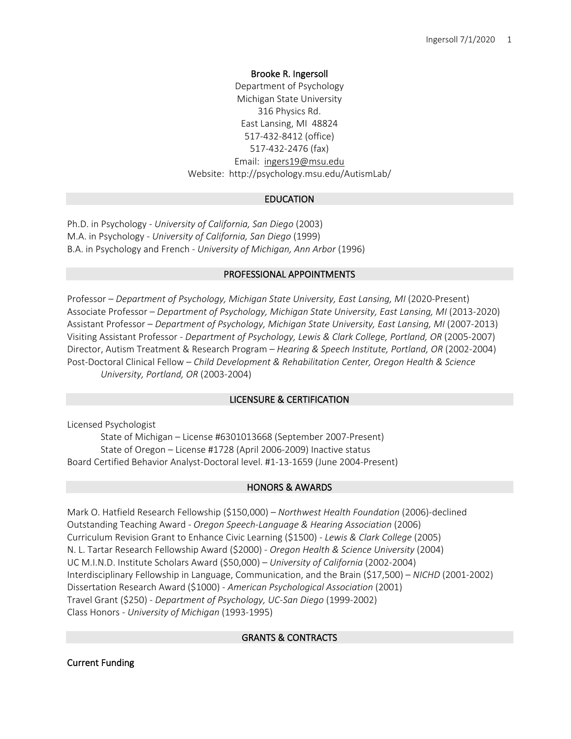# Brooke R. Ingersoll

Department of Psychology
Michigan State University
316 Physics Rd.
East Lansing, MI 48824
517-432-8412 (office)
517-432-2476 (fax)
Email: ingers19@msu.edu
Website: http://psychology.msu.edu/AutismLab/

## EDUCATION

Ph.D. in Psychology - *University of California, San Diego* (2003)
M.A. in Psychology - *University of California, San Diego* (1999)
B.A. in Psychology and French - *University of Michigan, Ann Arbor* (1996)

## PROFESSIONAL APPOINTMENTS

Professor – *Department of Psychology, Michigan State University, East Lansing, MI* (2020-Present)
Associate Professor – *Department of Psychology, Michigan State University, East Lansing, MI* (2013-2020)
Assistant Professor – *Department of Psychology, Michigan State University, East Lansing, MI* (2007-2013)
Visiting Assistant Professor - *Department of Psychology, Lewis & Clark College, Portland, OR* (2005-2007)
Director, Autism Treatment & Research Program – *Hearing & Speech Institute, Portland, OR* (2002-2004)
Post-Doctoral Clinical Fellow – *Child Development & Rehabilitation Center, Oregon Health & Science University, Portland, OR* (2003-2004)

## LICENSURE & CERTIFICATION

Licensed Psychologist
- State of Michigan – License #6301013668 (September 2007-Present)
- State of Oregon – License #1728 (April 2006-2009) Inactive status

Board Certified Behavior Analyst-Doctoral level. #1-13-1659 (June 2004-Present)

## HONORS & AWARDS

Mark O. Hatfield Research Fellowship ($150,000) – *Northwest Health Foundation* (2006)-declined
Outstanding Teaching Award - *Oregon Speech-Language & Hearing Association* (2006)
Curriculum Revision Grant to Enhance Civic Learning ($1500) - *Lewis & Clark College* (2005)
N. L. Tartar Research Fellowship Award ($2000) - *Oregon Health & Science University* (2004)
UC M.I.N.D. Institute Scholars Award ($50,000) – *University of California* (2002-2004)
Interdisciplinary Fellowship in Language, Communication, and the Brain ($17,500) – *NICHD* (2001-2002)
Dissertation Research Award ($1000) - *American Psychological Association* (2001)
Travel Grant ($250) - *Department of Psychology, UC-San Diego* (1999-2002)
Class Honors - *University of Michigan* (1993-1995)

## GRANTS & CONTRACTS

### Current Funding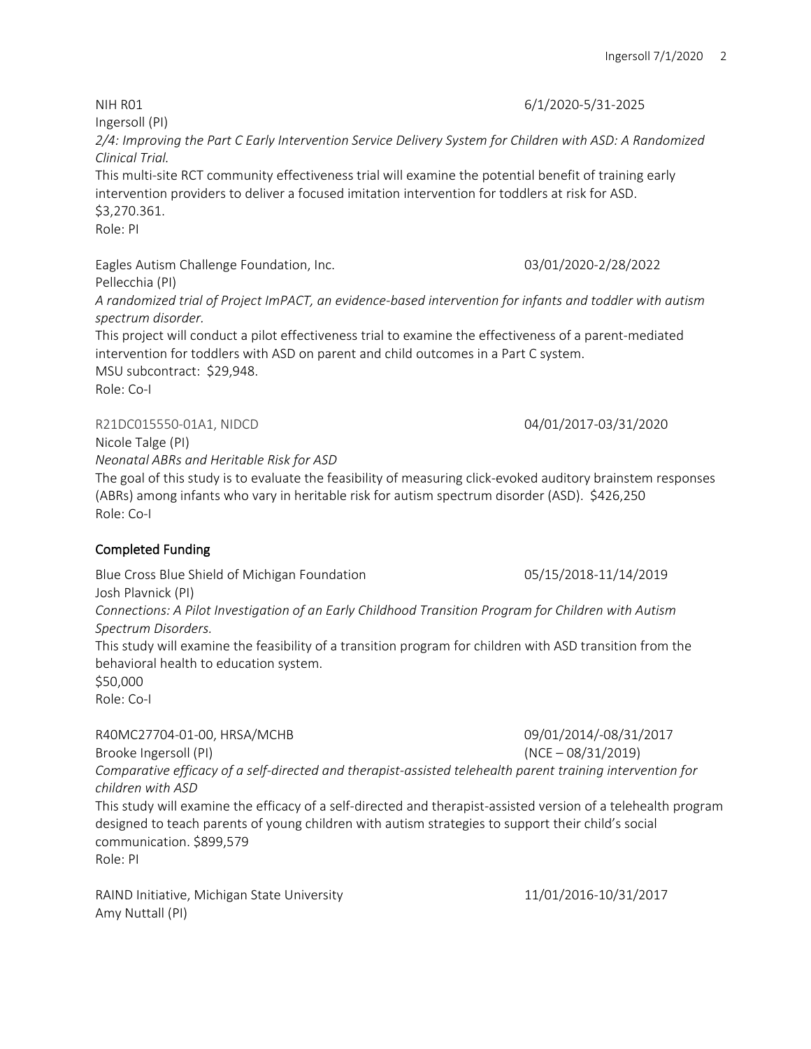NIH R01 6/1/2020-5/31-2025
Ingersoll (PI)
*2/4: Improving the Part C Early Intervention Service Delivery System for Children with ASD: A Randomized Clinical Trial.*
This multi-site RCT community effectiveness trial will examine the potential benefit of training early intervention providers to deliver a focused imitation intervention for toddlers at risk for ASD.
$3,270.361.
Role: PI

Eagles Autism Challenge Foundation, Inc. 03/01/2020-2/28/2022
Pellecchia (PI)
*A randomized trial of Project ImPACT, an evidence-based intervention for infants and toddler with autism spectrum disorder.*
This project will conduct a pilot effectiveness trial to examine the effectiveness of a parent-mediated intervention for toddlers with ASD on parent and child outcomes in a Part C system.
MSU subcontract: $29,948.
Role: Co-I

R21DC015550-01A1, NIDCD 04/01/2017-03/31/2020
Nicole Talge (PI)
*Neonatal ABRs and Heritable Risk for ASD*
The goal of this study is to evaluate the feasibility of measuring click-evoked auditory brainstem responses (ABRs) among infants who vary in heritable risk for autism spectrum disorder (ASD). $426,250
Role: Co-I

## Completed Funding

Blue Cross Blue Shield of Michigan Foundation 05/15/2018-11/14/2019
Josh Plavnick (PI)
*Connections: A Pilot Investigation of an Early Childhood Transition Program for Children with Autism Spectrum Disorders.*
This study will examine the feasibility of a transition program for children with ASD transition from the behavioral health to education system.
$50,000
Role: Co-I

R40MC27704-01-00, HRSA/MCHB 09/01/2014/-08/31/2017
Brooke Ingersoll (PI) (NCE – 08/31/2019)
*Comparative efficacy of a self-directed and therapist-assisted telehealth parent training intervention for children with ASD*
This study will examine the efficacy of a self-directed and therapist-assisted version of a telehealth program designed to teach parents of young children with autism strategies to support their child's social communication. $899,579
Role: PI

RAIND Initiative, Michigan State University 11/01/2016-10/31/2017
Amy Nuttall (PI)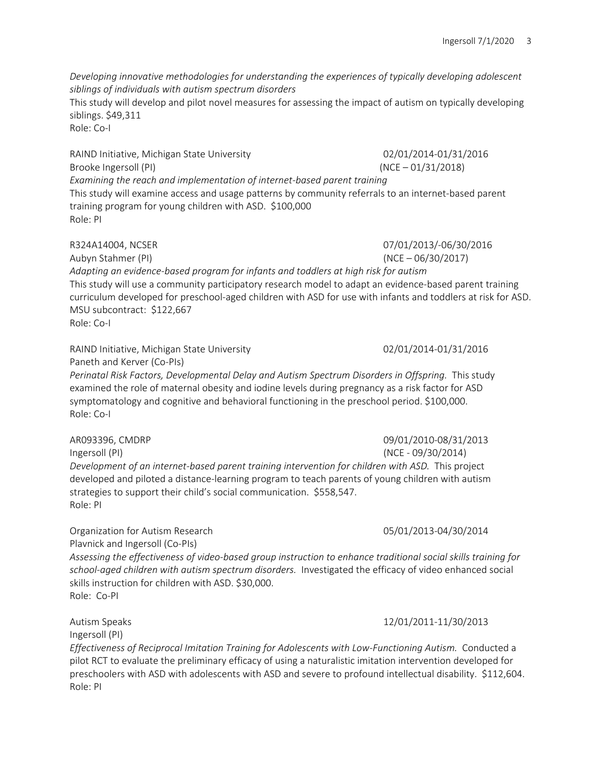*Developing innovative methodologies for understanding the experiences of typically developing adolescent siblings of individuals with autism spectrum disorders*
This study will develop and pilot novel measures for assessing the impact of autism on typically developing siblings. $49,311
Role: Co-I

RAIND Initiative, Michigan State University 02/01/2014-01/31/2016
Brooke Ingersoll (PI) (NCE – 01/31/2018)
*Examining the reach and implementation of internet-based parent training*
This study will examine access and usage patterns by community referrals to an internet-based parent training program for young children with ASD. $100,000
Role: PI

R324A14004, NCSER 07/01/2013/-06/30/2016
Aubyn Stahmer (PI) (NCE – 06/30/2017)
*Adapting an evidence-based program for infants and toddlers at high risk for autism*
This study will use a community participatory research model to adapt an evidence-based parent training curriculum developed for preschool-aged children with ASD for use with infants and toddlers at risk for ASD.
MSU subcontract: $122,667
Role: Co-I

RAIND Initiative, Michigan State University 02/01/2014-01/31/2016
Paneth and Kerver (Co-PIs)
*Perinatal Risk Factors, Developmental Delay and Autism Spectrum Disorders in Offspring.* This study examined the role of maternal obesity and iodine levels during pregnancy as a risk factor for ASD symptomatology and cognitive and behavioral functioning in the preschool period. $100,000.
Role: Co-I

AR093396, CMDRP 09/01/2010-08/31/2013
Ingersoll (PI) (NCE - 09/30/2014)
*Development of an internet-based parent training intervention for children with ASD.* This project developed and piloted a distance-learning program to teach parents of young children with autism strategies to support their child's social communication. $558,547.
Role: PI

Organization for Autism Research 05/01/2013-04/30/2014
Plavnick and Ingersoll (Co-PIs)
*Assessing the effectiveness of video-based group instruction to enhance traditional social skills training for school-aged children with autism spectrum disorders.* Investigated the efficacy of video enhanced social skills instruction for children with ASD. $30,000.
Role: Co-PI

Autism Speaks 12/01/2011-11/30/2013
Ingersoll (PI)
*Effectiveness of Reciprocal Imitation Training for Adolescents with Low-Functioning Autism.* Conducted a pilot RCT to evaluate the preliminary efficacy of using a naturalistic imitation intervention developed for preschoolers with ASD with adolescents with ASD and severe to profound intellectual disability. $112,604.
Role: PI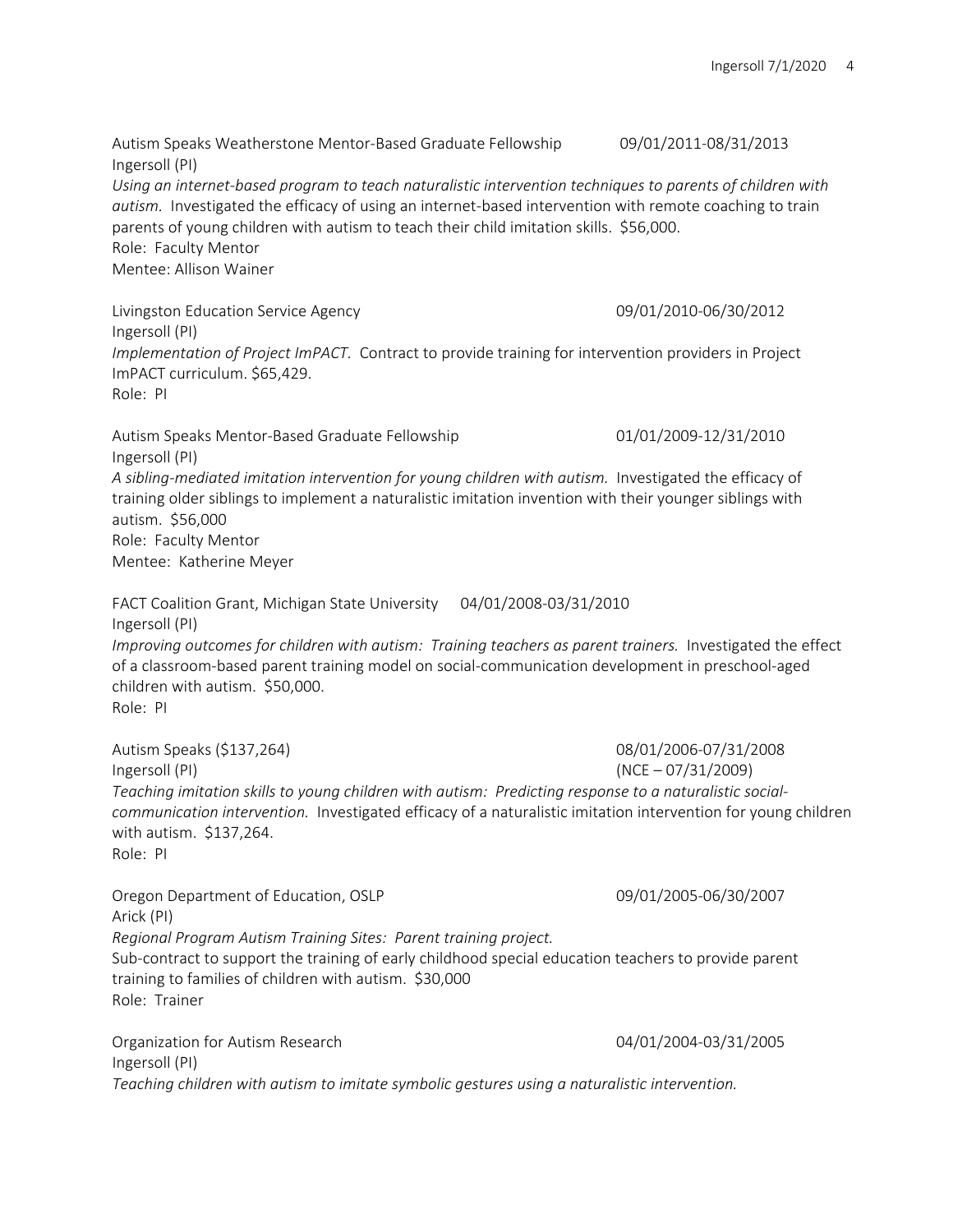Autism Speaks Weatherstone Mentor-Based Graduate Fellowship 09/01/2011-08/31/2013
Ingersoll (PI)
*Using an internet-based program to teach naturalistic intervention techniques to parents of children with autism.* Investigated the efficacy of using an internet-based intervention with remote coaching to train parents of young children with autism to teach their child imitation skills. $56,000.
Role: Faculty Mentor
Mentee: Allison Wainer

Livingston Education Service Agency 09/01/2010-06/30/2012
Ingersoll (PI)
*Implementation of Project ImPACT*. Contract to provide training for intervention providers in Project ImPACT curriculum. $65,429.
Role: PI

Autism Speaks Mentor-Based Graduate Fellowship 01/01/2009-12/31/2010
Ingersoll (PI)
*A sibling-mediated imitation intervention for young children with autism.* Investigated the efficacy of training older siblings to implement a naturalistic imitation invention with their younger siblings with autism. $56,000
Role: Faculty Mentor
Mentee: Katherine Meyer

FACT Coalition Grant, Michigan State University 04/01/2008-03/31/2010
Ingersoll (PI)
*Improving outcomes for children with autism: Training teachers as parent trainers.* Investigated the effect of a classroom-based parent training model on social-communication development in preschool-aged children with autism. $50,000.
Role: PI

Autism Speaks ($137,264) 08/01/2006-07/31/2008
Ingersoll (PI) (NCE – 07/31/2009)
*Teaching imitation skills to young children with autism: Predicting response to a naturalistic social-communication intervention.* Investigated efficacy of a naturalistic imitation intervention for young children with autism. $137,264.
Role: PI

Oregon Department of Education, OSLP 09/01/2005-06/30/2007
Arick (PI)
*Regional Program Autism Training Sites: Parent training project.*
Sub-contract to support the training of early childhood special education teachers to provide parent training to families of children with autism. $30,000
Role: Trainer

Organization for Autism Research 04/01/2004-03/31/2005
Ingersoll (PI)
*Teaching children with autism to imitate symbolic gestures using a naturalistic intervention.*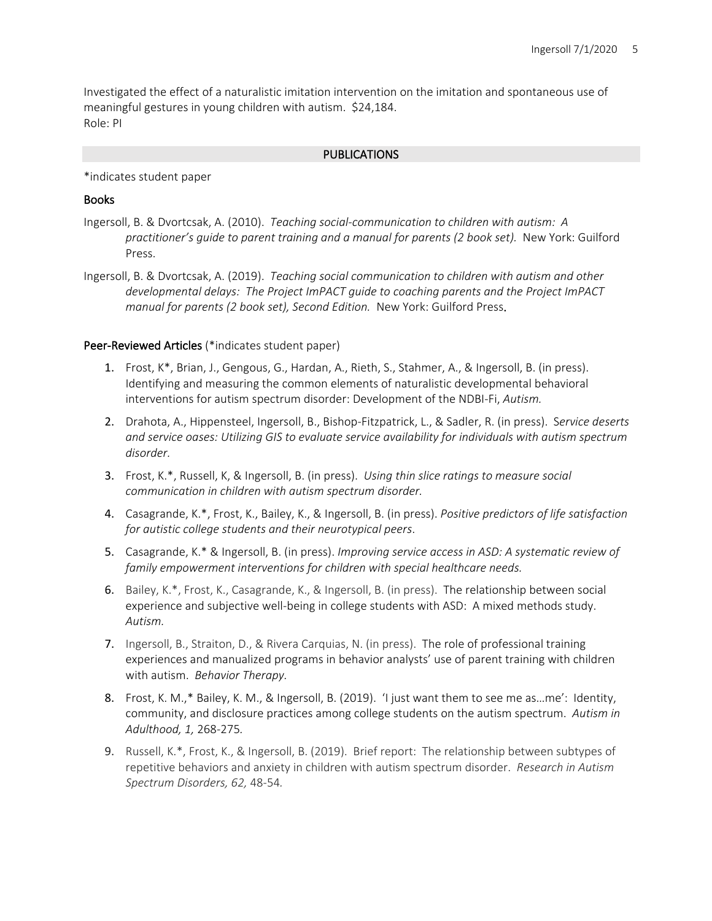Investigated the effect of a naturalistic imitation intervention on the imitation and spontaneous use of meaningful gestures in young children with autism. $24,184.
Role: PI

## PUBLICATIONS

*indicates student paper

### Books

Ingersoll, B. & Dvortcsak, A. (2010). *Teaching social-communication to children with autism: A practitioner's guide to parent training and a manual for parents (2 book set).* New York: Guilford Press.

Ingersoll, B. & Dvortcsak, A. (2019). *Teaching social communication to children with autism and other developmental delays: The Project ImPACT guide to coaching parents and the Project ImPACT manual for parents (2 book set), Second Edition.* New York: Guilford Press.

### Peer-Reviewed Articles (*indicates student paper)

1. Frost, K*, Brian, J., Gengous, G., Hardan, A., Rieth, S., Stahmer, A., & Ingersoll, B. (in press). Identifying and measuring the common elements of naturalistic developmental behavioral interventions for autism spectrum disorder: Development of the NDBI-Fi, *Autism.*
2. Drahota, A., Hippensteel, Ingersoll, B., Bishop-Fitzpatrick, L., & Sadler, R. (in press). *Service deserts and service oases: Utilizing GIS to evaluate service availability for individuals with autism spectrum disorder.*
3. Frost, K.*, Russell, K, & Ingersoll, B. (in press). *Using thin slice ratings to measure social communication in children with autism spectrum disorder.*
4. Casagrande, K.*, Frost, K., Bailey, K., & Ingersoll, B. (in press). *Positive predictors of life satisfaction for autistic college students and their neurotypical peers*.
5. Casagrande, K.* & Ingersoll, B. (in press). *Improving service access in ASD: A systematic review of family empowerment interventions for children with special healthcare needs.*
6. Bailey, K.*, Frost, K., Casagrande, K., & Ingersoll, B. (in press). The relationship between social experience and subjective well-being in college students with ASD: A mixed methods study. *Autism.*
7. Ingersoll, B., Straiton, D., & Rivera Carquias, N. (in press). The role of professional training experiences and manualized programs in behavior analysts' use of parent training with children with autism. *Behavior Therapy.*
8. Frost, K. M.,* Bailey, K. M., & Ingersoll, B. (2019). 'I just want them to see me as…me': Identity, community, and disclosure practices among college students on the autism spectrum. *Autism in Adulthood, 1,* 268-275.
9. Russell, K.*, Frost, K., & Ingersoll, B. (2019). Brief report: The relationship between subtypes of repetitive behaviors and anxiety in children with autism spectrum disorder. *Research in Autism Spectrum Disorders, 62,* 48-54.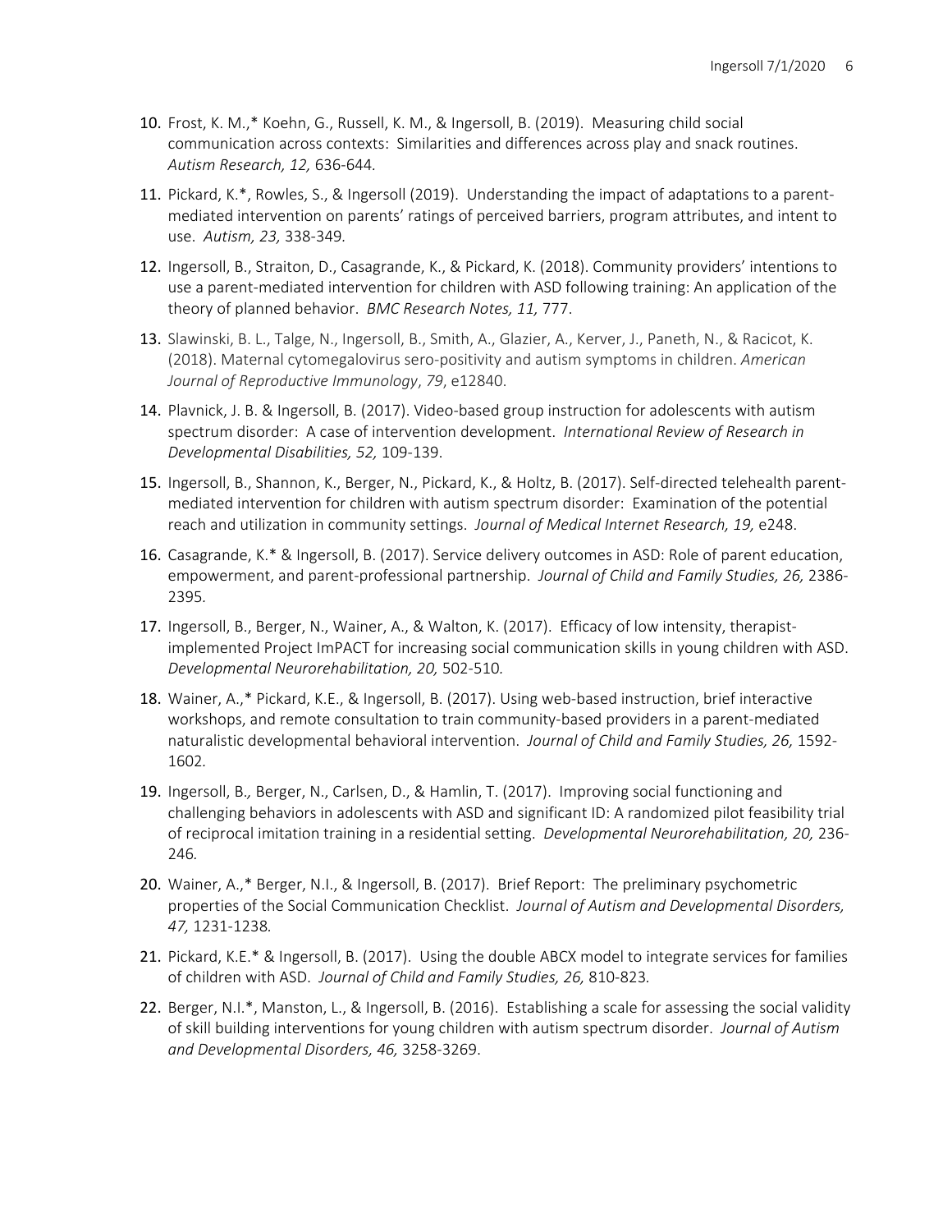10. Frost, K. M.,* Koehn, G., Russell, K. M., & Ingersoll, B. (2019). Measuring child social communication across contexts: Similarities and differences across play and snack routines. *Autism Research, 12,* 636-644.

11. Pickard, K.*, Rowles, S., & Ingersoll (2019). Understanding the impact of adaptations to a parent-mediated intervention on parents' ratings of perceived barriers, program attributes, and intent to use. *Autism, 23,* 338-349.

12. Ingersoll, B., Straiton, D., Casagrande, K., & Pickard, K. (2018). Community providers' intentions to use a parent-mediated intervention for children with ASD following training: An application of the theory of planned behavior. *BMC Research Notes, 11,* 777.

13. Slawinski, B. L., Talge, N., Ingersoll, B., Smith, A., Glazier, A., Kerver, J., Paneth, N., & Racicot, K. (2018). Maternal cytomegalovirus sero-positivity and autism symptoms in children. *American Journal of Reproductive Immunology*, *79*, e12840.

14. Plavnick, J. B. & Ingersoll, B. (2017). Video-based group instruction for adolescents with autism spectrum disorder: A case of intervention development. *International Review of Research in Developmental Disabilities, 52,* 109-139.

15. Ingersoll, B., Shannon, K., Berger, N., Pickard, K., & Holtz, B. (2017). Self-directed telehealth parent-mediated intervention for children with autism spectrum disorder: Examination of the potential reach and utilization in community settings. *Journal of Medical Internet Research, 19,* e248.

16. Casagrande, K.* & Ingersoll, B. (2017). Service delivery outcomes in ASD: Role of parent education, empowerment, and parent-professional partnership. *Journal of Child and Family Studies, 26,* 2386-2395.

17. Ingersoll, B., Berger, N., Wainer, A., & Walton, K. (2017). Efficacy of low intensity, therapist-implemented Project ImPACT for increasing social communication skills in young children with ASD. *Developmental Neurorehabilitation, 20,* 502-510.

18. Wainer, A.,* Pickard, K.E., & Ingersoll, B. (2017). Using web-based instruction, brief interactive workshops, and remote consultation to train community-based providers in a parent-mediated naturalistic developmental behavioral intervention. *Journal of Child and Family Studies, 26,* 1592-1602.

19. Ingersoll, B., Berger, N., Carlsen, D., & Hamlin, T. (2017). Improving social functioning and challenging behaviors in adolescents with ASD and significant ID: A randomized pilot feasibility trial of reciprocal imitation training in a residential setting. *Developmental Neurorehabilitation, 20,* 236-246.

20. Wainer, A.,* Berger, N.I., & Ingersoll, B. (2017). Brief Report: The preliminary psychometric properties of the Social Communication Checklist. *Journal of Autism and Developmental Disorders, 47,* 1231-1238.

21. Pickard, K.E.* & Ingersoll, B. (2017). Using the double ABCX model to integrate services for families of children with ASD. *Journal of Child and Family Studies, 26,* 810-823.

22. Berger, N.I.*, Manston, L., & Ingersoll, B. (2016). Establishing a scale for assessing the social validity of skill building interventions for young children with autism spectrum disorder. *Journal of Autism and Developmental Disorders, 46,* 3258-3269.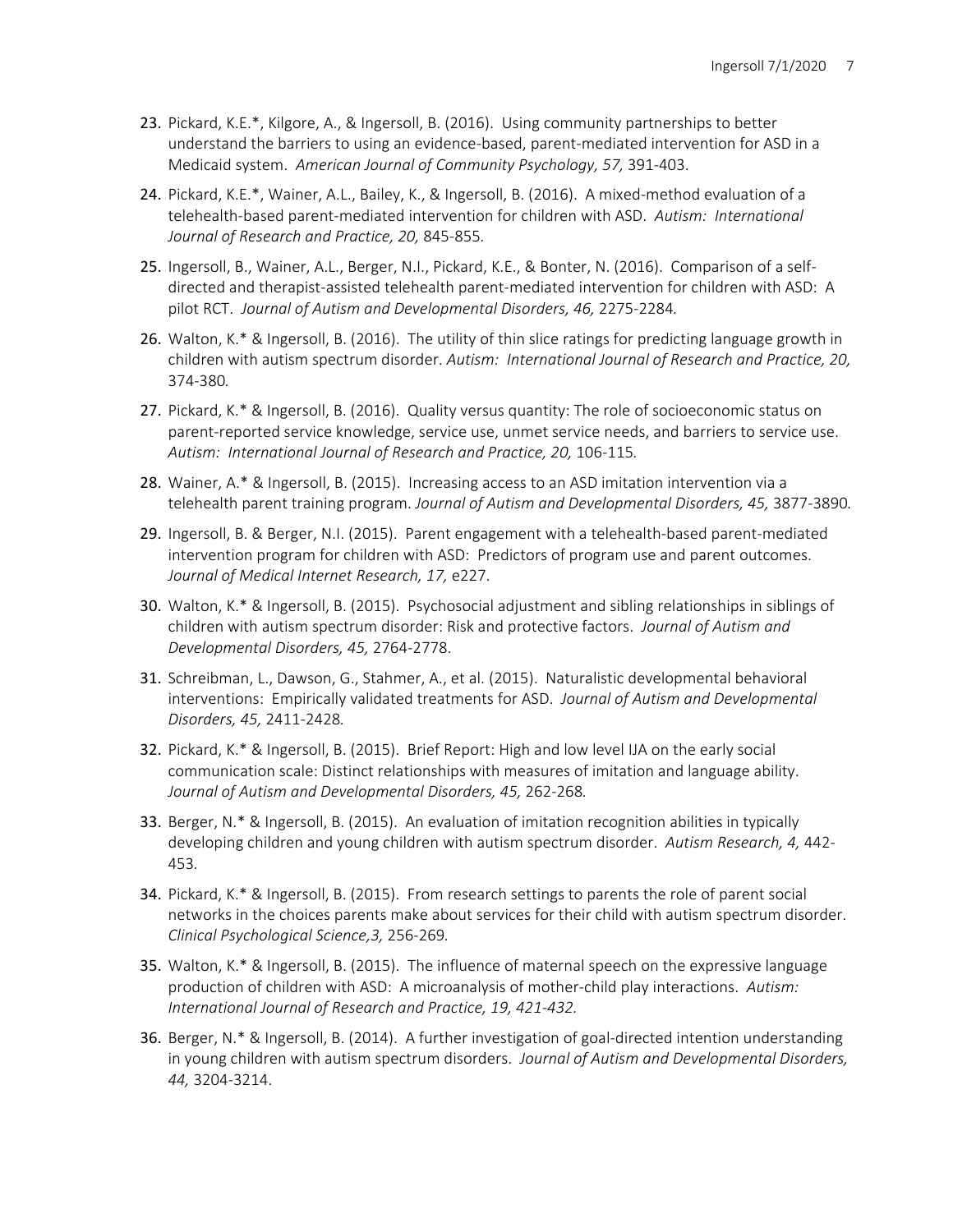23. Pickard, K.E.*, Kilgore, A., & Ingersoll, B. (2016). Using community partnerships to better understand the barriers to using an evidence-based, parent-mediated intervention for ASD in a Medicaid system. *American Journal of Community Psychology, 57,* 391-403.

24. Pickard, K.E.*, Wainer, A.L., Bailey, K., & Ingersoll, B. (2016). A mixed-method evaluation of a telehealth-based parent-mediated intervention for children with ASD. *Autism: International Journal of Research and Practice, 20,* 845-855.

25. Ingersoll, B., Wainer, A.L., Berger, N.I., Pickard, K.E., & Bonter, N. (2016). Comparison of a self-directed and therapist-assisted telehealth parent-mediated intervention for children with ASD: A pilot RCT. *Journal of Autism and Developmental Disorders, 46,* 2275-2284.

26. Walton, K.* & Ingersoll, B. (2016). The utility of thin slice ratings for predicting language growth in children with autism spectrum disorder. *Autism: International Journal of Research and Practice, 20,* 374-380.

27. Pickard, K.* & Ingersoll, B. (2016). Quality versus quantity: The role of socioeconomic status on parent-reported service knowledge, service use, unmet service needs, and barriers to service use. *Autism: International Journal of Research and Practice, 20,* 106-115.

28. Wainer, A.* & Ingersoll, B. (2015). Increasing access to an ASD imitation intervention via a telehealth parent training program. *Journal of Autism and Developmental Disorders, 45,* 3877-3890.

29. Ingersoll, B. & Berger, N.I. (2015). Parent engagement with a telehealth-based parent-mediated intervention program for children with ASD: Predictors of program use and parent outcomes. *Journal of Medical Internet Research, 17,* e227.

30. Walton, K.* & Ingersoll, B. (2015). Psychosocial adjustment and sibling relationships in siblings of children with autism spectrum disorder: Risk and protective factors. *Journal of Autism and Developmental Disorders, 45,* 2764-2778.

31. Schreibman, L., Dawson, G., Stahmer, A., et al. (2015). Naturalistic developmental behavioral interventions: Empirically validated treatments for ASD. *Journal of Autism and Developmental Disorders, 45,* 2411-2428.

32. Pickard, K.* & Ingersoll, B. (2015). Brief Report: High and low level IJA on the early social communication scale: Distinct relationships with measures of imitation and language ability. *Journal of Autism and Developmental Disorders, 45,* 262-268.

33. Berger, N.* & Ingersoll, B. (2015). An evaluation of imitation recognition abilities in typically developing children and young children with autism spectrum disorder. *Autism Research, 4,* 442-453.

34. Pickard, K.* & Ingersoll, B. (2015). From research settings to parents the role of parent social networks in the choices parents make about services for their child with autism spectrum disorder. *Clinical Psychological Science,3,* 256-269.

35. Walton, K.* & Ingersoll, B. (2015). The influence of maternal speech on the expressive language production of children with ASD: A microanalysis of mother-child play interactions. *Autism: International Journal of Research and Practice, 19, 421-432.*

36. Berger, N.* & Ingersoll, B. (2014). A further investigation of goal-directed intention understanding in young children with autism spectrum disorders. *Journal of Autism and Developmental Disorders, 44,* 3204-3214.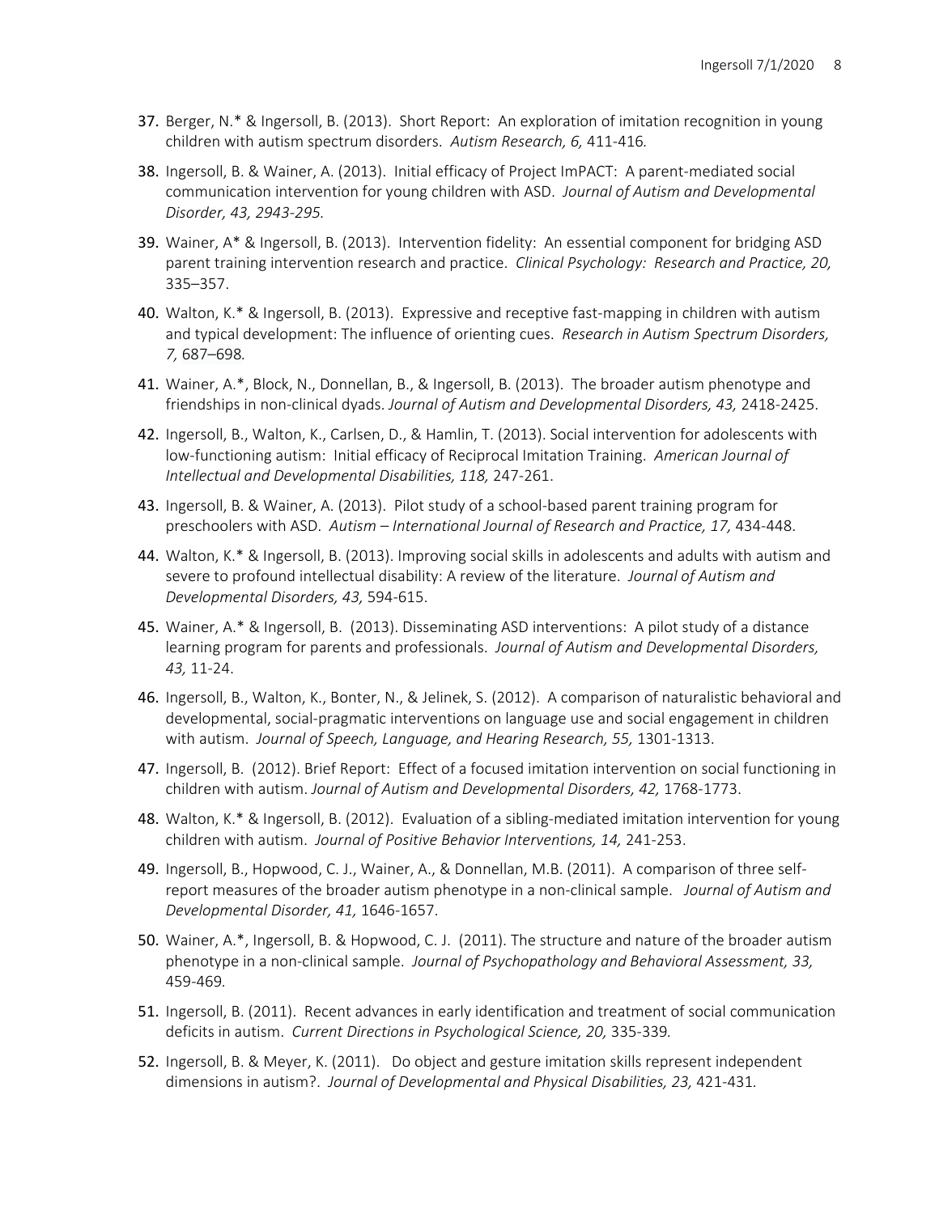37. Berger, N.* & Ingersoll, B. (2013). Short Report: An exploration of imitation recognition in young children with autism spectrum disorders. *Autism Research, 6,* 411-416*.*

38. Ingersoll, B. & Wainer, A. (2013). Initial efficacy of Project ImPACT: A parent-mediated social communication intervention for young children with ASD. *Journal of Autism and Developmental Disorder, 43, 2943-295.*

39. Wainer, A* & Ingersoll, B. (2013). Intervention fidelity: An essential component for bridging ASD parent training intervention research and practice. *Clinical Psychology: Research and Practice, 20,* 335–357.

40. Walton, K.* & Ingersoll, B. (2013). Expressive and receptive fast-mapping in children with autism and typical development: The influence of orienting cues. *Research in Autism Spectrum Disorders, 7,* 687–698*.*

41. Wainer, A.*, Block, N., Donnellan, B., & Ingersoll, B. (2013). The broader autism phenotype and friendships in non-clinical dyads. *Journal of Autism and Developmental Disorders, 43,* 2418-2425.

42. Ingersoll, B., Walton, K., Carlsen, D., & Hamlin, T. (2013). Social intervention for adolescents with low-functioning autism: Initial efficacy of Reciprocal Imitation Training. *American Journal of Intellectual and Developmental Disabilities, 118,* 247-261.

43. Ingersoll, B. & Wainer, A. (2013). Pilot study of a school-based parent training program for preschoolers with ASD. *Autism – International Journal of Research and Practice, 17,* 434-448.

44. Walton, K.* & Ingersoll, B. (2013). Improving social skills in adolescents and adults with autism and severe to profound intellectual disability: A review of the literature. *Journal of Autism and Developmental Disorders, 43,* 594-615.

45. Wainer, A.* & Ingersoll, B. (2013). Disseminating ASD interventions: A pilot study of a distance learning program for parents and professionals. *Journal of Autism and Developmental Disorders, 43,* 11-24.

46. Ingersoll, B., Walton, K., Bonter, N., & Jelinek, S. (2012). A comparison of naturalistic behavioral and developmental, social-pragmatic interventions on language use and social engagement in children with autism. *Journal of Speech, Language, and Hearing Research, 55,* 1301-1313.

47. Ingersoll, B. (2012). Brief Report: Effect of a focused imitation intervention on social functioning in children with autism. *Journal of Autism and Developmental Disorders, 42,* 1768-1773.

48. Walton, K.* & Ingersoll, B. (2012). Evaluation of a sibling-mediated imitation intervention for young children with autism. *Journal of Positive Behavior Interventions, 14,* 241-253.

49. Ingersoll, B., Hopwood, C. J., Wainer, A., & Donnellan, M.B. (2011). A comparison of three self-report measures of the broader autism phenotype in a non-clinical sample. *Journal of Autism and Developmental Disorder, 41,* 1646-1657.

50. Wainer, A.*, Ingersoll, B. & Hopwood, C. J. (2011). The structure and nature of the broader autism phenotype in a non-clinical sample. *Journal of Psychopathology and Behavioral Assessment, 33,* 459-469*.*

51. Ingersoll, B. (2011). Recent advances in early identification and treatment of social communication deficits in autism. *Current Directions in Psychological Science, 20,* 335-339*.*

52. Ingersoll, B. & Meyer, K. (2011). Do object and gesture imitation skills represent independent dimensions in autism?. *Journal of Developmental and Physical Disabilities, 23,* 421-431*.*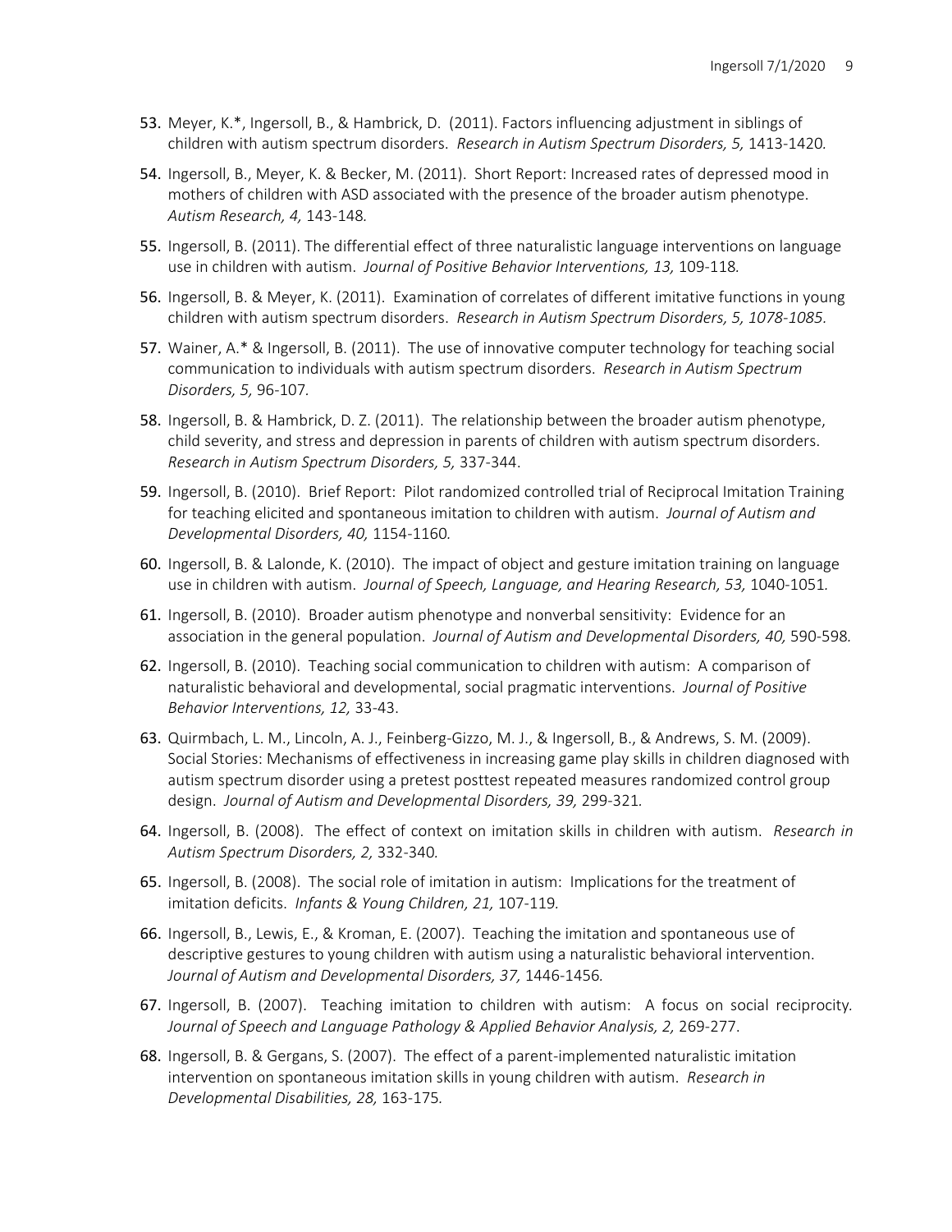53. Meyer, K.*, Ingersoll, B., & Hambrick, D. (2011). Factors influencing adjustment in siblings of children with autism spectrum disorders. *Research in Autism Spectrum Disorders, 5,* 1413-1420.
54. Ingersoll, B., Meyer, K. & Becker, M. (2011). Short Report: Increased rates of depressed mood in mothers of children with ASD associated with the presence of the broader autism phenotype. *Autism Research, 4,* 143-148.
55. Ingersoll, B. (2011). The differential effect of three naturalistic language interventions on language use in children with autism. *Journal of Positive Behavior Interventions, 13,* 109-118.
56. Ingersoll, B. & Meyer, K. (2011). Examination of correlates of different imitative functions in young children with autism spectrum disorders. *Research in Autism Spectrum Disorders, 5, 1078-1085.*
57. Wainer, A.* & Ingersoll, B. (2011). The use of innovative computer technology for teaching social communication to individuals with autism spectrum disorders. *Research in Autism Spectrum Disorders, 5,* 96-107.
58. Ingersoll, B. & Hambrick, D. Z. (2011). The relationship between the broader autism phenotype, child severity, and stress and depression in parents of children with autism spectrum disorders. *Research in Autism Spectrum Disorders, 5,* 337-344.
59. Ingersoll, B. (2010). Brief Report: Pilot randomized controlled trial of Reciprocal Imitation Training for teaching elicited and spontaneous imitation to children with autism. *Journal of Autism and Developmental Disorders, 40,* 1154-1160.
60. Ingersoll, B. & Lalonde, K. (2010). The impact of object and gesture imitation training on language use in children with autism. *Journal of Speech, Language, and Hearing Research, 53,* 1040-1051.
61. Ingersoll, B. (2010). Broader autism phenotype and nonverbal sensitivity: Evidence for an association in the general population. *Journal of Autism and Developmental Disorders, 40,* 590-598.
62. Ingersoll, B. (2010). Teaching social communication to children with autism: A comparison of naturalistic behavioral and developmental, social pragmatic interventions. *Journal of Positive Behavior Interventions, 12,* 33-43.
63. Quirmbach, L. M., Lincoln, A. J., Feinberg-Gizzo, M. J., & Ingersoll, B., & Andrews, S. M. (2009). Social Stories: Mechanisms of effectiveness in increasing game play skills in children diagnosed with autism spectrum disorder using a pretest posttest repeated measures randomized control group design. *Journal of Autism and Developmental Disorders, 39,* 299-321.
64. Ingersoll, B. (2008). The effect of context on imitation skills in children with autism. *Research in Autism Spectrum Disorders, 2,* 332-340.
65. Ingersoll, B. (2008). The social role of imitation in autism: Implications for the treatment of imitation deficits. *Infants & Young Children, 21,* 107-119.
66. Ingersoll, B., Lewis, E., & Kroman, E. (2007). Teaching the imitation and spontaneous use of descriptive gestures to young children with autism using a naturalistic behavioral intervention. *Journal of Autism and Developmental Disorders, 37,* 1446-1456.
67. Ingersoll, B. (2007). Teaching imitation to children with autism: A focus on social reciprocity. *Journal of Speech and Language Pathology & Applied Behavior Analysis, 2,* 269-277.
68. Ingersoll, B. & Gergans, S. (2007). The effect of a parent-implemented naturalistic imitation intervention on spontaneous imitation skills in young children with autism. *Research in Developmental Disabilities, 28,* 163-175.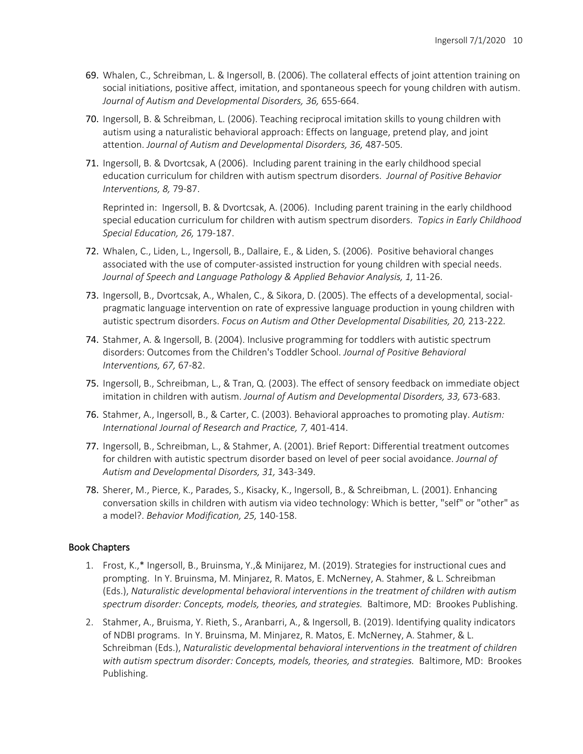69. Whalen, C., Schreibman, L. & Ingersoll, B. (2006). The collateral effects of joint attention training on social initiations, positive affect, imitation, and spontaneous speech for young children with autism. *Journal of Autism and Developmental Disorders, 36,* 655-664.

70. Ingersoll, B. & Schreibman, L. (2006). Teaching reciprocal imitation skills to young children with autism using a naturalistic behavioral approach: Effects on language, pretend play, and joint attention. *Journal of Autism and Developmental Disorders, 36,* 487-505.

71. Ingersoll, B. & Dvortcsak, A (2006). Including parent training in the early childhood special education curriculum for children with autism spectrum disorders. *Journal of Positive Behavior Interventions, 8,* 79-87.

    Reprinted in: Ingersoll, B. & Dvortcsak, A. (2006). Including parent training in the early childhood special education curriculum for children with autism spectrum disorders. *Topics in Early Childhood Special Education, 26,* 179-187.

72. Whalen, C., Liden, L., Ingersoll, B., Dallaire, E., & Liden, S. (2006). Positive behavioral changes associated with the use of computer-assisted instruction for young children with special needs. *Journal of Speech and Language Pathology & Applied Behavior Analysis, 1,* 11-26.

73. Ingersoll, B., Dvortcsak, A., Whalen, C., & Sikora, D. (2005). The effects of a developmental, social-pragmatic language intervention on rate of expressive language production in young children with autistic spectrum disorders. *Focus on Autism and Other Developmental Disabilities, 20,* 213-222.

74. Stahmer, A. & Ingersoll, B. (2004). Inclusive programming for toddlers with autistic spectrum disorders: Outcomes from the Children's Toddler School. *Journal of Positive Behavioral Interventions, 67,* 67-82.

75. Ingersoll, B., Schreibman, L., & Tran, Q. (2003). The effect of sensory feedback on immediate object imitation in children with autism. *Journal of Autism and Developmental Disorders, 33,* 673-683.

76. Stahmer, A., Ingersoll, B., & Carter, C. (2003). Behavioral approaches to promoting play. *Autism: International Journal of Research and Practice, 7,* 401-414.

77. Ingersoll, B., Schreibman, L., & Stahmer, A. (2001). Brief Report: Differential treatment outcomes for children with autistic spectrum disorder based on level of peer social avoidance. *Journal of Autism and Developmental Disorders, 31,* 343-349.

78. Sherer, M., Pierce, K., Parades, S., Kisacky, K., Ingersoll, B., & Schreibman, L. (2001). Enhancing conversation skills in children with autism via video technology: Which is better, "self" or "other" as a model?. *Behavior Modification, 25,* 140-158.

## Book Chapters

1. Frost, K.,* Ingersoll, B., Bruinsma, Y.,& Minijarez, M. (2019). Strategies for instructional cues and prompting. In Y. Bruinsma, M. Minjarez, R. Matos, E. McNerney, A. Stahmer, & L. Schreibman (Eds.), *Naturalistic developmental behavioral interventions in the treatment of children with autism spectrum disorder: Concepts, models, theories, and strategies.* Baltimore, MD: Brookes Publishing.

2. Stahmer, A., Bruisma, Y. Rieth, S., Aranbarri, A., & Ingersoll, B. (2019). Identifying quality indicators of NDBI programs. In Y. Bruinsma, M. Minjarez, R. Matos, E. McNerney, A. Stahmer, & L. Schreibman (Eds.), *Naturalistic developmental behavioral interventions in the treatment of children with autism spectrum disorder: Concepts, models, theories, and strategies.* Baltimore, MD: Brookes Publishing.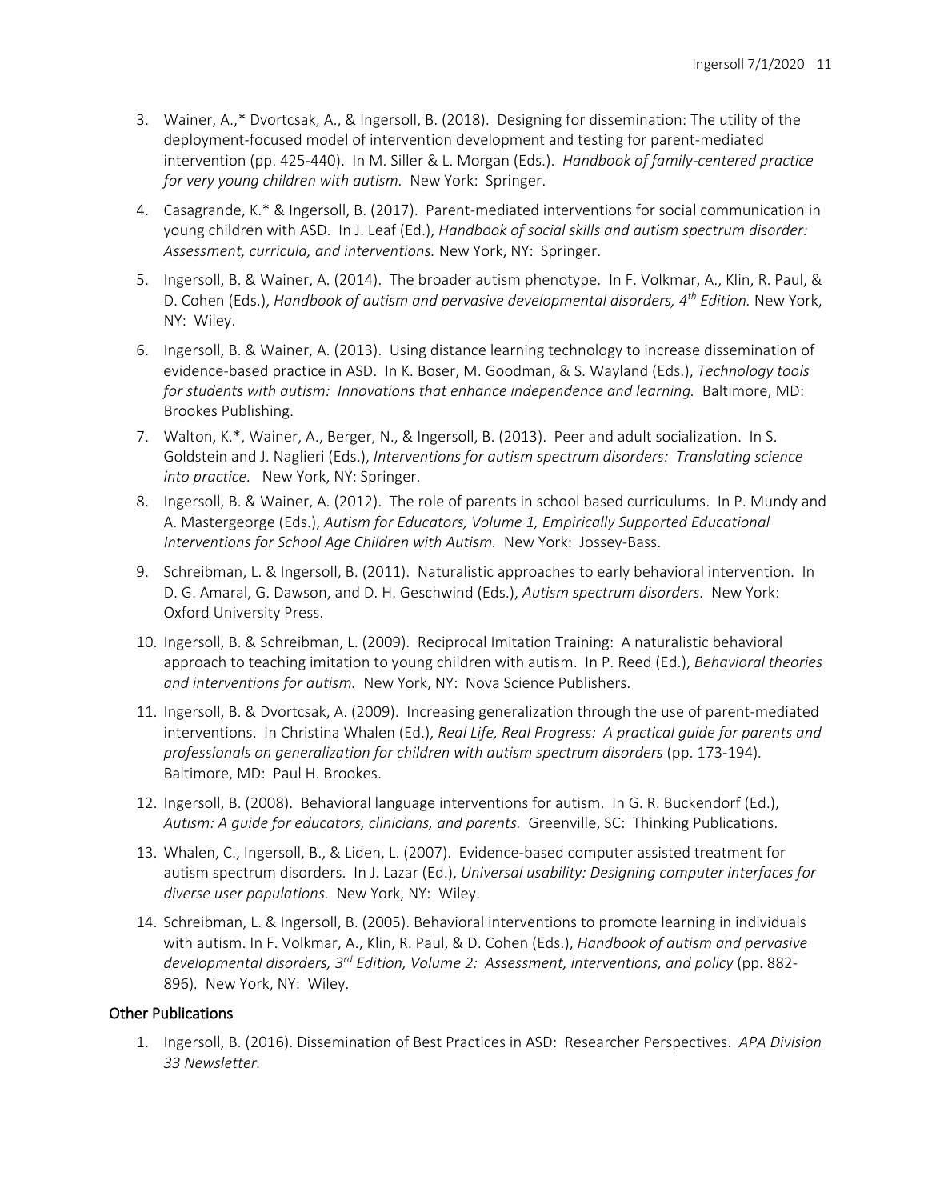3. Wainer, A.,* Dvortcsak, A., & Ingersoll, B. (2018). Designing for dissemination: The utility of the deployment-focused model of intervention development and testing for parent-mediated intervention (pp. 425-440). In M. Siller & L. Morgan (Eds.). *Handbook of family-centered practice for very young children with autism.* New York: Springer.
4. Casagrande, K.* & Ingersoll, B. (2017). Parent-mediated interventions for social communication in young children with ASD. In J. Leaf (Ed.), *Handbook of social skills and autism spectrum disorder: Assessment, curricula, and interventions.* New York, NY: Springer.
5. Ingersoll, B. & Wainer, A. (2014). The broader autism phenotype. In F. Volkmar, A., Klin, R. Paul, & D. Cohen (Eds.), *Handbook of autism and pervasive developmental disorders, 4th Edition.* New York, NY: Wiley.
6. Ingersoll, B. & Wainer, A. (2013). Using distance learning technology to increase dissemination of evidence-based practice in ASD. In K. Boser, M. Goodman, & S. Wayland (Eds.), *Technology tools for students with autism: Innovations that enhance independence and learning.* Baltimore, MD: Brookes Publishing.
7. Walton, K.*, Wainer, A., Berger, N., & Ingersoll, B. (2013). Peer and adult socialization. In S. Goldstein and J. Naglieri (Eds.), *Interventions for autism spectrum disorders: Translating science into practice.* New York, NY: Springer.
8. Ingersoll, B. & Wainer, A. (2012). The role of parents in school based curriculums. In P. Mundy and A. Mastergeorge (Eds.), *Autism for Educators, Volume 1, Empirically Supported Educational Interventions for School Age Children with Autism.* New York: Jossey-Bass.
9. Schreibman, L. & Ingersoll, B. (2011). Naturalistic approaches to early behavioral intervention. In D. G. Amaral, G. Dawson, and D. H. Geschwind (Eds.), *Autism spectrum disorders.* New York: Oxford University Press.
10. Ingersoll, B. & Schreibman, L. (2009). Reciprocal Imitation Training: A naturalistic behavioral approach to teaching imitation to young children with autism. In P. Reed (Ed.), *Behavioral theories and interventions for autism.* New York, NY: Nova Science Publishers.
11. Ingersoll, B. & Dvortcsak, A. (2009). Increasing generalization through the use of parent-mediated interventions. In Christina Whalen (Ed.), *Real Life, Real Progress: A practical guide for parents and professionals on generalization for children with autism spectrum disorders* (pp. 173-194). Baltimore, MD: Paul H. Brookes.
12. Ingersoll, B. (2008). Behavioral language interventions for autism. In G. R. Buckendorf (Ed.), *Autism: A guide for educators, clinicians, and parents.* Greenville, SC: Thinking Publications.
13. Whalen, C., Ingersoll, B., & Liden, L. (2007). Evidence-based computer assisted treatment for autism spectrum disorders. In J. Lazar (Ed.), *Universal usability: Designing computer interfaces for diverse user populations.* New York, NY: Wiley.
14. Schreibman, L. & Ingersoll, B. (2005). Behavioral interventions to promote learning in individuals with autism. In F. Volkmar, A., Klin, R. Paul, & D. Cohen (Eds.), *Handbook of autism and pervasive developmental disorders, 3rd Edition, Volume 2: Assessment, interventions, and policy* (pp. 882-896). New York, NY: Wiley.

### Other Publications

1. Ingersoll, B. (2016). Dissemination of Best Practices in ASD: Researcher Perspectives. *APA Division 33 Newsletter.*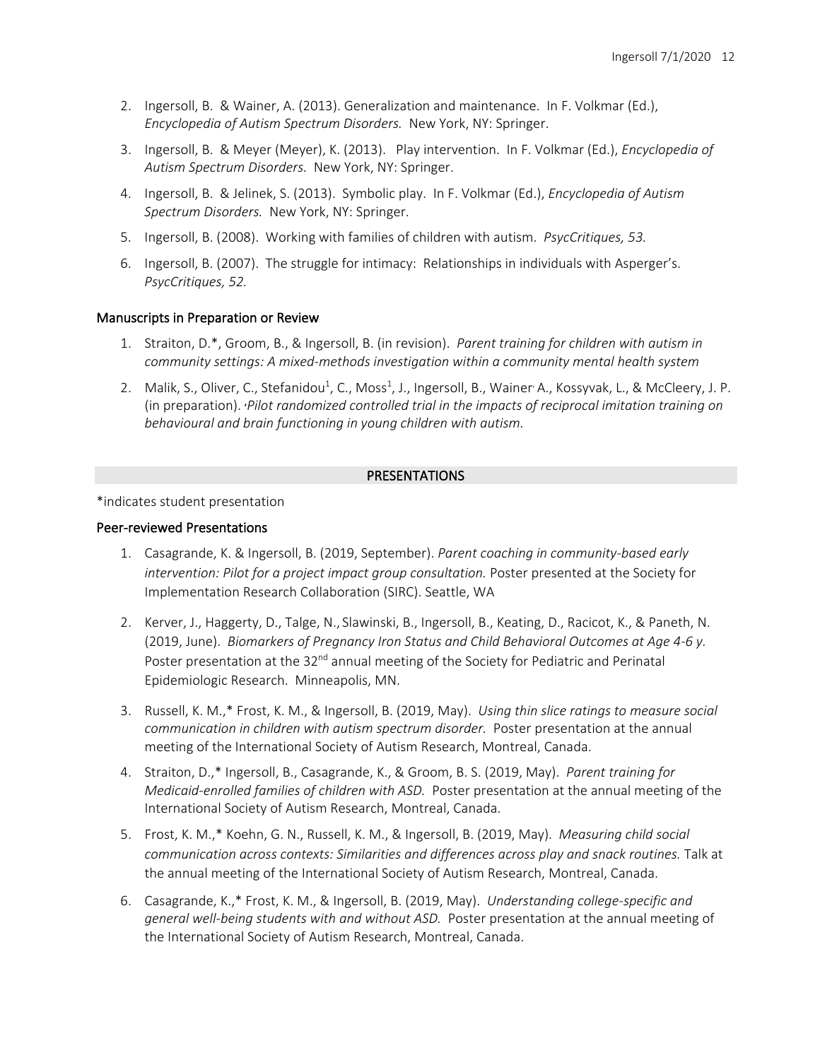2. Ingersoll, B. & Wainer, A. (2013). Generalization and maintenance. In F. Volkmar (Ed.), *Encyclopedia of Autism Spectrum Disorders.* New York, NY: Springer.

3. Ingersoll, B. & Meyer (Meyer), K. (2013). Play intervention. In F. Volkmar (Ed.), *Encyclopedia of Autism Spectrum Disorders.* New York, NY: Springer.

4. Ingersoll, B. & Jelinek, S. (2013). Symbolic play. In F. Volkmar (Ed.), *Encyclopedia of Autism Spectrum Disorders.* New York, NY: Springer.

5. Ingersoll, B. (2008). Working with families of children with autism. *PsycCritiques, 53.*

6. Ingersoll, B. (2007). The struggle for intimacy: Relationships in individuals with Asperger's. *PsycCritiques, 52.*

### Manuscripts in Preparation or Review

1. Straiton, D.*, Groom, B., & Ingersoll, B. (in revision). *Parent training for children with autism in community settings: A mixed-methods investigation within a community mental health system*

2. Malik, S., Oliver, C., Stefanidou[1], C., Moss[1], J., Ingersoll, B., Wainer, A., Kossyvak, L., & McCleery, J. P. (in preparation). *Pilot randomized controlled trial in the impacts of reciprocal imitation training on behavioural and brain functioning in young children with autism.*

## PRESENTATIONS

*indicates student presentation

### Peer-reviewed Presentations

1. Casagrande, K. & Ingersoll, B. (2019, September). *Parent coaching in community-based early intervention: Pilot for a project impact group consultation.* Poster presented at the Society for Implementation Research Collaboration (SIRC). Seattle, WA

2. Kerver, J., Haggerty, D., Talge, N., Slawinski, B., Ingersoll, B., Keating, D., Racicot, K., & Paneth, N. (2019, June). *Biomarkers of Pregnancy Iron Status and Child Behavioral Outcomes at Age 4-6 y*. Poster presentation at the 32nd annual meeting of the Society for Pediatric and Perinatal Epidemiologic Research. Minneapolis, MN.

3. Russell, K. M.,* Frost, K. M., & Ingersoll, B. (2019, May). *Using thin slice ratings to measure social communication in children with autism spectrum disorder.* Poster presentation at the annual meeting of the International Society of Autism Research, Montreal, Canada.

4. Straiton, D.,* Ingersoll, B., Casagrande, K., & Groom, B. S. (2019, May). *Parent training for Medicaid-enrolled families of children with ASD.* Poster presentation at the annual meeting of the International Society of Autism Research, Montreal, Canada.

5. Frost, K. M.,* Koehn, G. N., Russell, K. M., & Ingersoll, B. (2019, May). *Measuring child social communication across contexts: Similarities and differences across play and snack routines.* Talk at the annual meeting of the International Society of Autism Research, Montreal, Canada.

6. Casagrande, K.,* Frost, K. M., & Ingersoll, B. (2019, May). *Understanding college-specific and general well-being students with and without ASD.* Poster presentation at the annual meeting of the International Society of Autism Research, Montreal, Canada.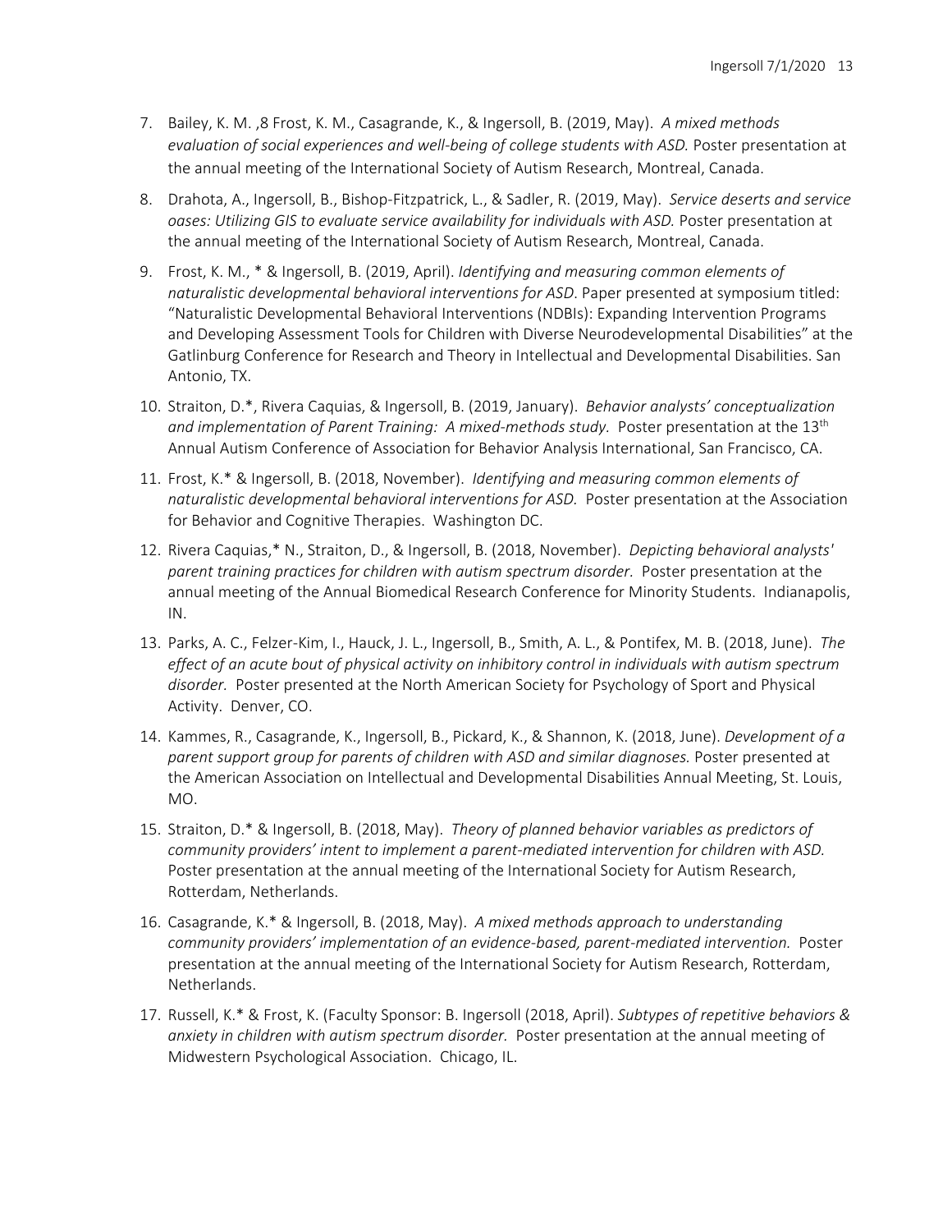7. Bailey, K. M. ,8 Frost, K. M., Casagrande, K., & Ingersoll, B. (2019, May). *A mixed methods evaluation of social experiences and well-being of college students with ASD.* Poster presentation at the annual meeting of the International Society of Autism Research, Montreal, Canada.

8. Drahota, A., Ingersoll, B., Bishop-Fitzpatrick, L., & Sadler, R. (2019, May). *Service deserts and service oases: Utilizing GIS to evaluate service availability for individuals with ASD.* Poster presentation at the annual meeting of the International Society of Autism Research, Montreal, Canada.

9. Frost, K. M., * & Ingersoll, B. (2019, April). *Identifying and measuring common elements of naturalistic developmental behavioral interventions for ASD*. Paper presented at symposium titled: "Naturalistic Developmental Behavioral Interventions (NDBIs): Expanding Intervention Programs and Developing Assessment Tools for Children with Diverse Neurodevelopmental Disabilities" at the Gatlinburg Conference for Research and Theory in Intellectual and Developmental Disabilities. San Antonio, TX.

10. Straiton, D.*, Rivera Caquias, & Ingersoll, B. (2019, January). *Behavior analysts' conceptualization and implementation of Parent Training: A mixed-methods study.* Poster presentation at the 13th Annual Autism Conference of Association for Behavior Analysis International, San Francisco, CA.

11. Frost, K.* & Ingersoll, B. (2018, November). *Identifying and measuring common elements of naturalistic developmental behavioral interventions for ASD.* Poster presentation at the Association for Behavior and Cognitive Therapies. Washington DC.

12. Rivera Caquias,* N., Straiton, D., & Ingersoll, B. (2018, November). *Depicting behavioral analysts' parent training practices for children with autism spectrum disorder.* Poster presentation at the annual meeting of the Annual Biomedical Research Conference for Minority Students. Indianapolis, IN.

13. Parks, A. C., Felzer-Kim, I., Hauck, J. L., Ingersoll, B., Smith, A. L., & Pontifex, M. B. (2018, June). *The effect of an acute bout of physical activity on inhibitory control in individuals with autism spectrum disorder.* Poster presented at the North American Society for Psychology of Sport and Physical Activity. Denver, CO.

14. Kammes, R., Casagrande, K., Ingersoll, B., Pickard, K., & Shannon, K. (2018, June). *Development of a parent support group for parents of children with ASD and similar diagnoses.* Poster presented at the American Association on Intellectual and Developmental Disabilities Annual Meeting, St. Louis, MO.

15. Straiton, D.* & Ingersoll, B. (2018, May). *Theory of planned behavior variables as predictors of community providers' intent to implement a parent-mediated intervention for children with ASD.* Poster presentation at the annual meeting of the International Society for Autism Research, Rotterdam, Netherlands.

16. Casagrande, K.* & Ingersoll, B. (2018, May). *A mixed methods approach to understanding community providers' implementation of an evidence-based, parent-mediated intervention.* Poster presentation at the annual meeting of the International Society for Autism Research, Rotterdam, Netherlands.

17. Russell, K.* & Frost, K. (Faculty Sponsor: B. Ingersoll (2018, April). *Subtypes of repetitive behaviors & anxiety in children with autism spectrum disorder.* Poster presentation at the annual meeting of Midwestern Psychological Association. Chicago, IL.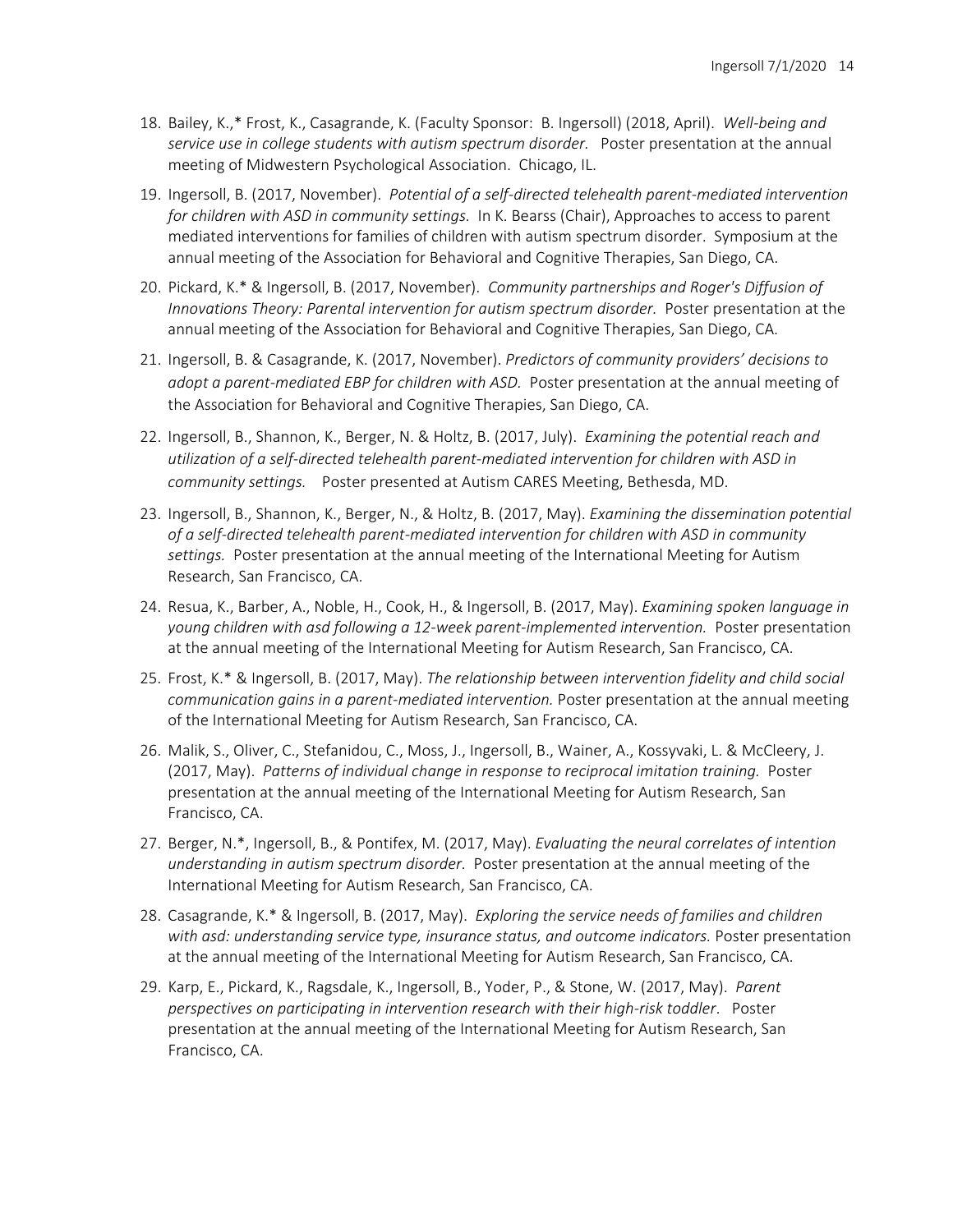18. Bailey, K.,* Frost, K., Casagrande, K. (Faculty Sponsor: B. Ingersoll) (2018, April). *Well-being and service use in college students with autism spectrum disorder.* Poster presentation at the annual meeting of Midwestern Psychological Association. Chicago, IL.

19. Ingersoll, B. (2017, November). *Potential of a self-directed telehealth parent-mediated intervention for children with ASD in community settings.* In K. Bearss (Chair), Approaches to access to parent mediated interventions for families of children with autism spectrum disorder. Symposium at the annual meeting of the Association for Behavioral and Cognitive Therapies, San Diego, CA.

20. Pickard, K.* & Ingersoll, B. (2017, November). *Community partnerships and Roger's Diffusion of Innovations Theory: Parental intervention for autism spectrum disorder.* Poster presentation at the annual meeting of the Association for Behavioral and Cognitive Therapies, San Diego, CA.

21. Ingersoll, B. & Casagrande, K. (2017, November). *Predictors of community providers' decisions to adopt a parent-mediated EBP for children with ASD.* Poster presentation at the annual meeting of the Association for Behavioral and Cognitive Therapies, San Diego, CA.

22. Ingersoll, B., Shannon, K., Berger, N. & Holtz, B. (2017, July). *Examining the potential reach and utilization of a self-directed telehealth parent-mediated intervention for children with ASD in community settings.* Poster presented at Autism CARES Meeting, Bethesda, MD.

23. Ingersoll, B., Shannon, K., Berger, N., & Holtz, B. (2017, May). *Examining the dissemination potential of a self-directed telehealth parent-mediated intervention for children with ASD in community settings.* Poster presentation at the annual meeting of the International Meeting for Autism Research, San Francisco, CA.

24. Resua, K., Barber, A., Noble, H., Cook, H., & Ingersoll, B. (2017, May). *Examining spoken language in young children with asd following a 12-week parent-implemented intervention.* Poster presentation at the annual meeting of the International Meeting for Autism Research, San Francisco, CA.

25. Frost, K.* & Ingersoll, B. (2017, May). *The relationship between intervention fidelity and child social communication gains in a parent-mediated intervention.* Poster presentation at the annual meeting of the International Meeting for Autism Research, San Francisco, CA.

26. Malik, S., Oliver, C., Stefanidou, C., Moss, J., Ingersoll, B., Wainer, A., Kossyvaki, L. & McCleery, J. (2017, May). *Patterns of individual change in response to reciprocal imitation training.* Poster presentation at the annual meeting of the International Meeting for Autism Research, San Francisco, CA.

27. Berger, N.*, Ingersoll, B., & Pontifex, M. (2017, May). *Evaluating the neural correlates of intention understanding in autism spectrum disorder.* Poster presentation at the annual meeting of the International Meeting for Autism Research, San Francisco, CA.

28. Casagrande, K.* & Ingersoll, B. (2017, May). *Exploring the service needs of families and children with asd: understanding service type, insurance status, and outcome indicators.* Poster presentation at the annual meeting of the International Meeting for Autism Research, San Francisco, CA.

29. Karp, E., Pickard, K., Ragsdale, K., Ingersoll, B., Yoder, P., & Stone, W. (2017, May). *Parent perspectives on participating in intervention research with their high-risk toddler.* Poster presentation at the annual meeting of the International Meeting for Autism Research, San Francisco, CA.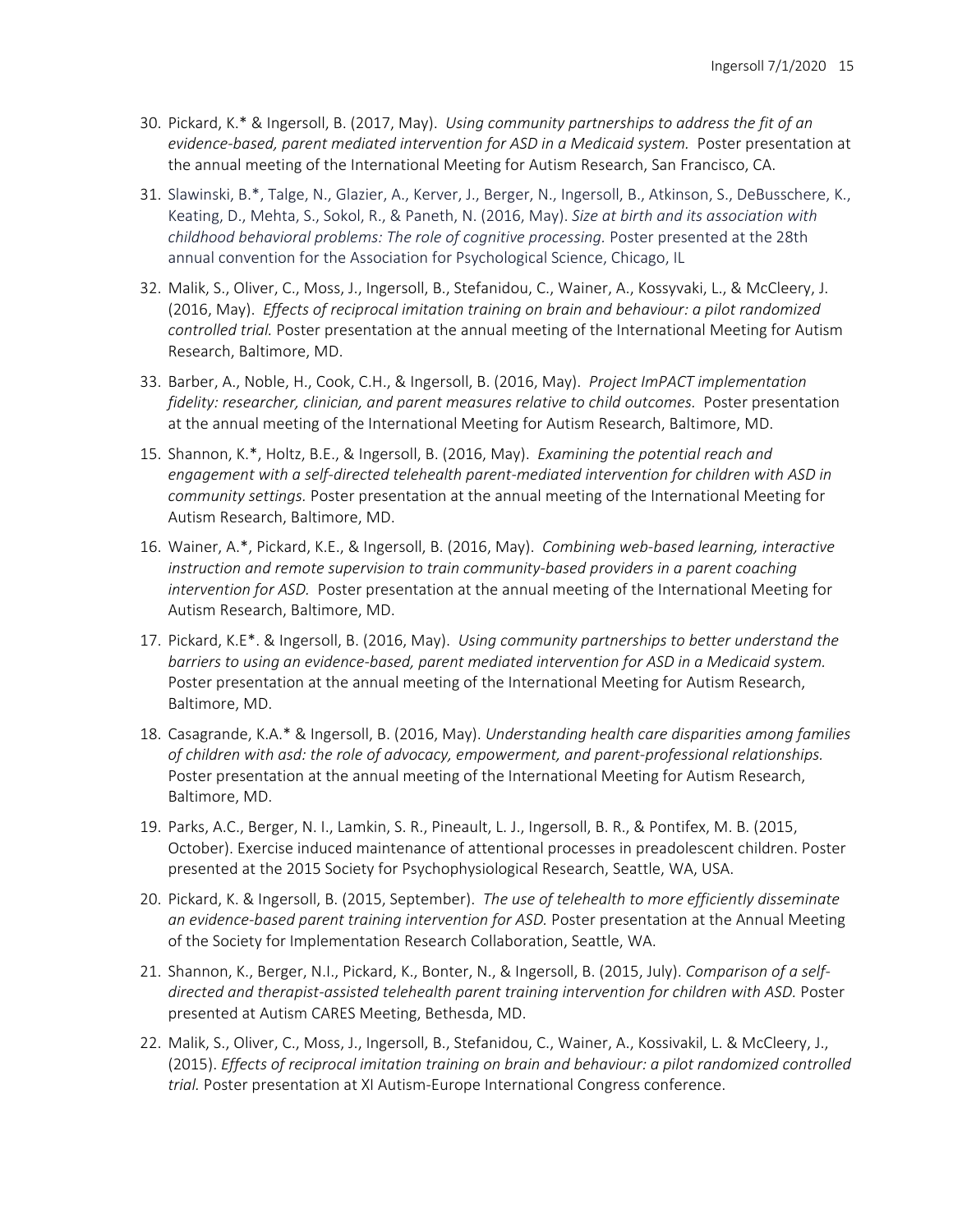30. Pickard, K.* & Ingersoll, B. (2017, May). *Using community partnerships to address the fit of an evidence-based, parent mediated intervention for ASD in a Medicaid system.* Poster presentation at the annual meeting of the International Meeting for Autism Research, San Francisco, CA.

31. Slawinski, B.*, Talge, N., Glazier, A., Kerver, J., Berger, N., Ingersoll, B., Atkinson, S., DeBusschere, K., Keating, D., Mehta, S., Sokol, R., & Paneth, N. (2016, May). *Size at birth and its association with childhood behavioral problems: The role of cognitive processing.* Poster presented at the 28th annual convention for the Association for Psychological Science, Chicago, IL

32. Malik, S., Oliver, C., Moss, J., Ingersoll, B., Stefanidou, C., Wainer, A., Kossyvaki, L., & McCleery, J. (2016, May). *Effects of reciprocal imitation training on brain and behaviour: a pilot randomized controlled trial.* Poster presentation at the annual meeting of the International Meeting for Autism Research, Baltimore, MD.

33. Barber, A., Noble, H., Cook, C.H., & Ingersoll, B. (2016, May). *Project ImPACT implementation fidelity: researcher, clinician, and parent measures relative to child outcomes.* Poster presentation at the annual meeting of the International Meeting for Autism Research, Baltimore, MD.

15. Shannon, K.*, Holtz, B.E., & Ingersoll, B. (2016, May). *Examining the potential reach and engagement with a self-directed telehealth parent-mediated intervention for children with ASD in community settings.* Poster presentation at the annual meeting of the International Meeting for Autism Research, Baltimore, MD.

16. Wainer, A.*, Pickard, K.E., & Ingersoll, B. (2016, May). *Combining web-based learning, interactive instruction and remote supervision to train community-based providers in a parent coaching intervention for ASD.* Poster presentation at the annual meeting of the International Meeting for Autism Research, Baltimore, MD.

17. Pickard, K.E*. & Ingersoll, B. (2016, May). *Using community partnerships to better understand the barriers to using an evidence-based, parent mediated intervention for ASD in a Medicaid system.* Poster presentation at the annual meeting of the International Meeting for Autism Research, Baltimore, MD.

18. Casagrande, K.A.* & Ingersoll, B. (2016, May). *Understanding health care disparities among families of children with asd: the role of advocacy, empowerment, and parent-professional relationships.* Poster presentation at the annual meeting of the International Meeting for Autism Research, Baltimore, MD.

19. Parks, A.C., Berger, N. I., Lamkin, S. R., Pineault, L. J., Ingersoll, B. R., & Pontifex, M. B. (2015, October). Exercise induced maintenance of attentional processes in preadolescent children. Poster presented at the 2015 Society for Psychophysiological Research, Seattle, WA, USA.

20. Pickard, K. & Ingersoll, B. (2015, September). *The use of telehealth to more efficiently disseminate an evidence-based parent training intervention for ASD.* Poster presentation at the Annual Meeting of the Society for Implementation Research Collaboration, Seattle, WA.

21. Shannon, K., Berger, N.I., Pickard, K., Bonter, N., & Ingersoll, B. (2015, July). *Comparison of a self-directed and therapist-assisted telehealth parent training intervention for children with ASD.* Poster presented at Autism CARES Meeting, Bethesda, MD.

22. Malik, S., Oliver, C., Moss, J., Ingersoll, B., Stefanidou, C., Wainer, A., Kossivakil, L. & McCleery, J., (2015). *Effects of reciprocal imitation training on brain and behaviour: a pilot randomized controlled trial.* Poster presentation at XI Autism-Europe International Congress conference.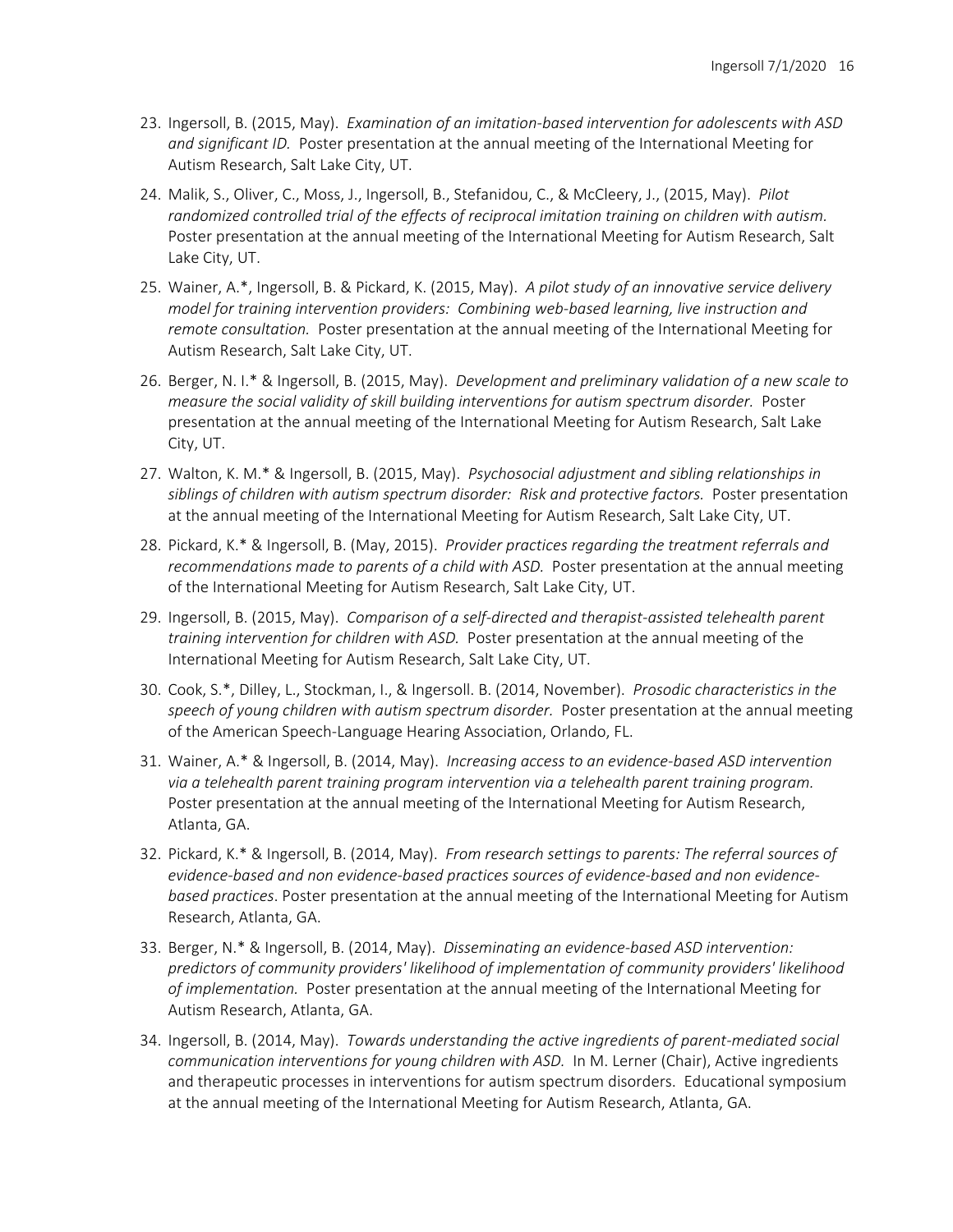23. Ingersoll, B. (2015, May). *Examination of an imitation-based intervention for adolescents with ASD and significant ID.* Poster presentation at the annual meeting of the International Meeting for Autism Research, Salt Lake City, UT.

24. Malik, S., Oliver, C., Moss, J., Ingersoll, B., Stefanidou, C., & McCleery, J., (2015, May). *Pilot randomized controlled trial of the effects of reciprocal imitation training on children with autism.* Poster presentation at the annual meeting of the International Meeting for Autism Research, Salt Lake City, UT.

25. Wainer, A.*, Ingersoll, B. & Pickard, K. (2015, May). *A pilot study of an innovative service delivery model for training intervention providers: Combining web-based learning, live instruction and remote consultation.* Poster presentation at the annual meeting of the International Meeting for Autism Research, Salt Lake City, UT.

26. Berger, N. I.* & Ingersoll, B. (2015, May). *Development and preliminary validation of a new scale to measure the social validity of skill building interventions for autism spectrum disorder.* Poster presentation at the annual meeting of the International Meeting for Autism Research, Salt Lake City, UT.

27. Walton, K. M.* & Ingersoll, B. (2015, May). *Psychosocial adjustment and sibling relationships in siblings of children with autism spectrum disorder: Risk and protective factors.* Poster presentation at the annual meeting of the International Meeting for Autism Research, Salt Lake City, UT.

28. Pickard, K.* & Ingersoll, B. (May, 2015). *Provider practices regarding the treatment referrals and recommendations made to parents of a child with ASD.* Poster presentation at the annual meeting of the International Meeting for Autism Research, Salt Lake City, UT.

29. Ingersoll, B. (2015, May). *Comparison of a self-directed and therapist-assisted telehealth parent training intervention for children with ASD.* Poster presentation at the annual meeting of the International Meeting for Autism Research, Salt Lake City, UT.

30. Cook, S.*, Dilley, L., Stockman, I., & Ingersoll. B. (2014, November). *Prosodic characteristics in the speech of young children with autism spectrum disorder.* Poster presentation at the annual meeting of the American Speech-Language Hearing Association, Orlando, FL.

31. Wainer, A.* & Ingersoll, B. (2014, May). *Increasing access to an evidence-based ASD intervention via a telehealth parent training program intervention via a telehealth parent training program.* Poster presentation at the annual meeting of the International Meeting for Autism Research, Atlanta, GA.

32. Pickard, K.* & Ingersoll, B. (2014, May). *From research settings to parents: The referral sources of evidence-based and non evidence-based practices sources of evidence-based and non evidence-based practices*. Poster presentation at the annual meeting of the International Meeting for Autism Research, Atlanta, GA.

33. Berger, N.* & Ingersoll, B. (2014, May). *Disseminating an evidence-based ASD intervention: predictors of community providers' likelihood of implementation of community providers' likelihood of implementation.* Poster presentation at the annual meeting of the International Meeting for Autism Research, Atlanta, GA.

34. Ingersoll, B. (2014, May). *Towards understanding the active ingredients of parent-mediated social communication interventions for young children with ASD.* In M. Lerner (Chair), Active ingredients and therapeutic processes in interventions for autism spectrum disorders. Educational symposium at the annual meeting of the International Meeting for Autism Research, Atlanta, GA.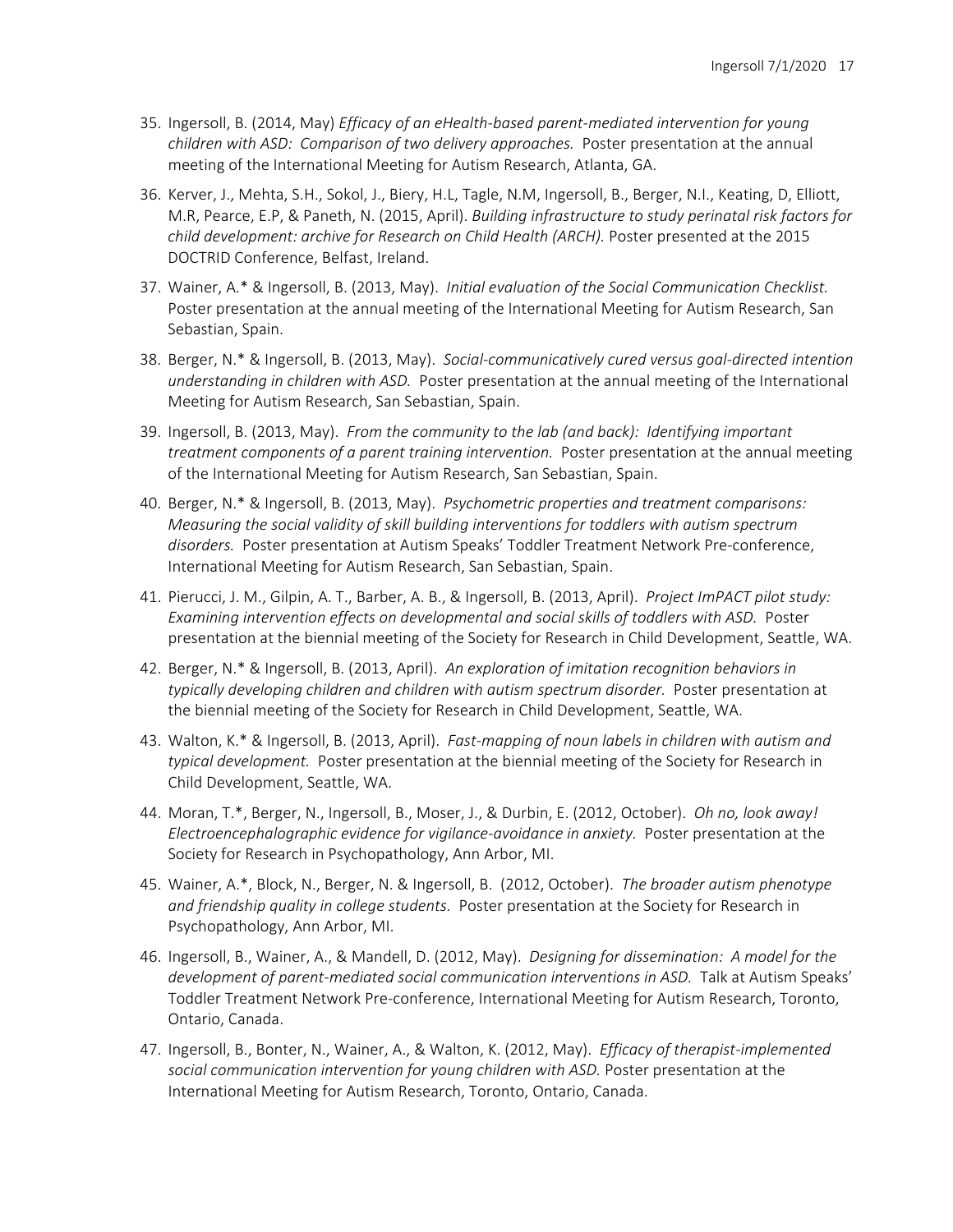35. Ingersoll, B. (2014, May) *Efficacy of an eHealth-based parent-mediated intervention for young children with ASD: Comparison of two delivery approaches.* Poster presentation at the annual meeting of the International Meeting for Autism Research, Atlanta, GA.

36. Kerver, J., Mehta, S.H., Sokol, J., Biery, H.L, Tagle, N.M, Ingersoll, B., Berger, N.I., Keating, D, Elliott, M.R, Pearce, E.P, & Paneth, N. (2015, April). *Building infrastructure to study perinatal risk factors for child development: archive for Research on Child Health (ARCH).* Poster presented at the 2015 DOCTRID Conference, Belfast, Ireland.

37. Wainer, A.* & Ingersoll, B. (2013, May). *Initial evaluation of the Social Communication Checklist.* Poster presentation at the annual meeting of the International Meeting for Autism Research, San Sebastian, Spain.

38. Berger, N.* & Ingersoll, B. (2013, May). *Social-communicatively cured versus goal-directed intention understanding in children with ASD.* Poster presentation at the annual meeting of the International Meeting for Autism Research, San Sebastian, Spain.

39. Ingersoll, B. (2013, May). *From the community to the lab (and back): Identifying important treatment components of a parent training intervention.* Poster presentation at the annual meeting of the International Meeting for Autism Research, San Sebastian, Spain.

40. Berger, N.* & Ingersoll, B. (2013, May). *Psychometric properties and treatment comparisons: Measuring the social validity of skill building interventions for toddlers with autism spectrum disorders.* Poster presentation at Autism Speaks' Toddler Treatment Network Pre-conference, International Meeting for Autism Research, San Sebastian, Spain.

41. Pierucci, J. M., Gilpin, A. T., Barber, A. B., & Ingersoll, B. (2013, April). *Project ImPACT pilot study: Examining intervention effects on developmental and social skills of toddlers with ASD.* Poster presentation at the biennial meeting of the Society for Research in Child Development, Seattle, WA.

42. Berger, N.* & Ingersoll, B. (2013, April). *An exploration of imitation recognition behaviors in typically developing children and children with autism spectrum disorder.* Poster presentation at the biennial meeting of the Society for Research in Child Development, Seattle, WA.

43. Walton, K.* & Ingersoll, B. (2013, April). *Fast-mapping of noun labels in children with autism and typical development.* Poster presentation at the biennial meeting of the Society for Research in Child Development, Seattle, WA.

44. Moran, T.*, Berger, N., Ingersoll, B., Moser, J., & Durbin, E. (2012, October). *Oh no, look away! Electroencephalographic evidence for vigilance-avoidance in anxiety.* Poster presentation at the Society for Research in Psychopathology, Ann Arbor, MI.

45. Wainer, A.*, Block, N., Berger, N. & Ingersoll, B. (2012, October). *The broader autism phenotype and friendship quality in college students.* Poster presentation at the Society for Research in Psychopathology, Ann Arbor, MI.

46. Ingersoll, B., Wainer, A., & Mandell, D. (2012, May). *Designing for dissemination: A model for the development of parent-mediated social communication interventions in ASD.* Talk at Autism Speaks' Toddler Treatment Network Pre-conference, International Meeting for Autism Research, Toronto, Ontario, Canada.

47. Ingersoll, B., Bonter, N., Wainer, A., & Walton, K. (2012, May). *Efficacy of therapist-implemented social communication intervention for young children with ASD.* Poster presentation at the International Meeting for Autism Research, Toronto, Ontario, Canada.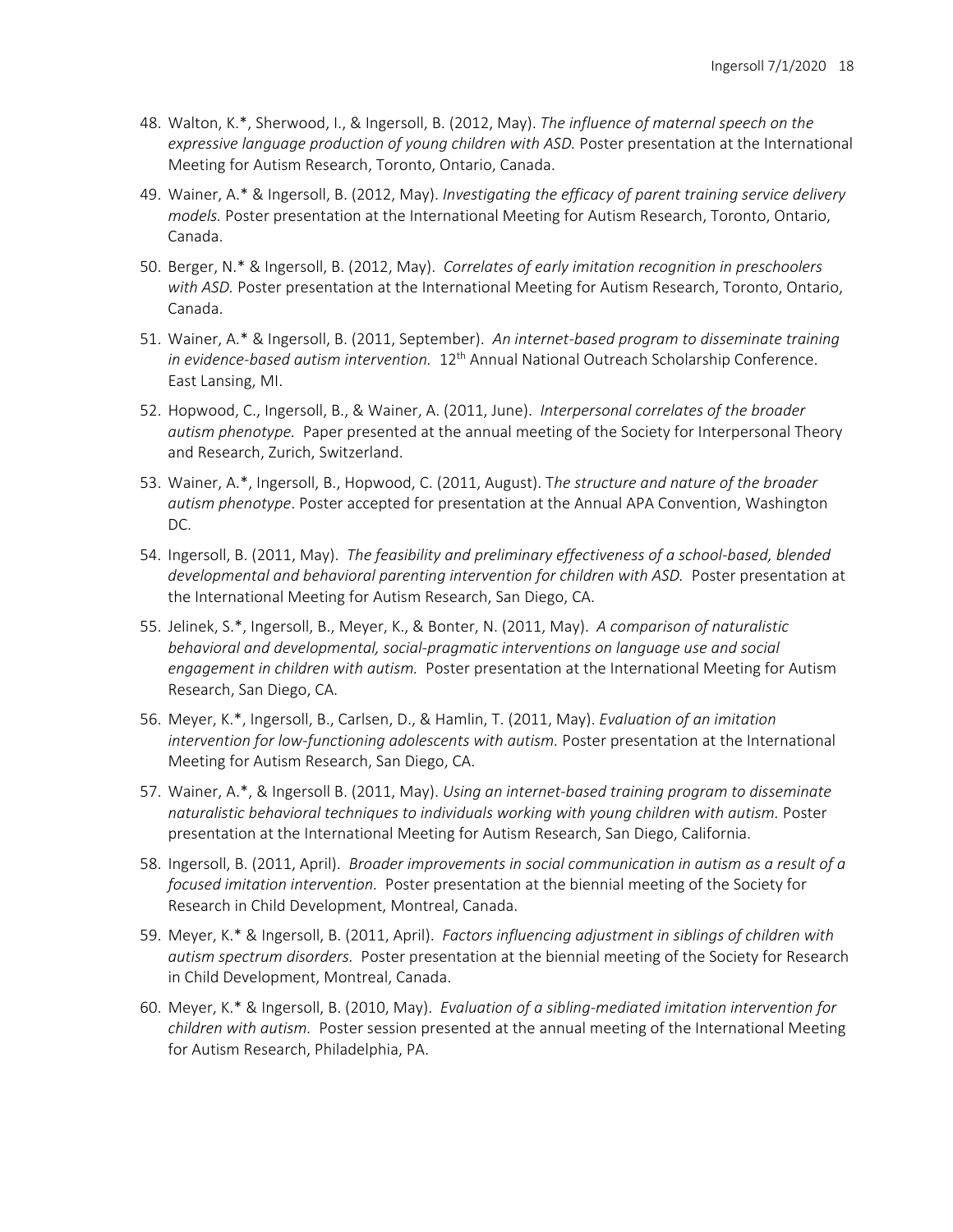48. Walton, K.*, Sherwood, I., & Ingersoll, B. (2012, May). *The influence of maternal speech on the expressive language production of young children with ASD.* Poster presentation at the International Meeting for Autism Research, Toronto, Ontario, Canada.
49. Wainer, A.* & Ingersoll, B. (2012, May). *Investigating the efficacy of parent training service delivery models.* Poster presentation at the International Meeting for Autism Research, Toronto, Ontario, Canada.
50. Berger, N.* & Ingersoll, B. (2012, May). *Correlates of early imitation recognition in preschoolers with ASD.* Poster presentation at the International Meeting for Autism Research, Toronto, Ontario, Canada.
51. Wainer, A.* & Ingersoll, B. (2011, September). *An internet-based program to disseminate training in evidence-based autism intervention.* 12th Annual National Outreach Scholarship Conference. East Lansing, MI.
52. Hopwood, C., Ingersoll, B., & Wainer, A. (2011, June). *Interpersonal correlates of the broader autism phenotype.* Paper presented at the annual meeting of the Society for Interpersonal Theory and Research, Zurich, Switzerland.
53. Wainer, A.*, Ingersoll, B., Hopwood, C. (2011, August). T*he structure and nature of the broader autism phenotype*. Poster accepted for presentation at the Annual APA Convention, Washington DC.
54. Ingersoll, B. (2011, May). *The feasibility and preliminary effectiveness of a school-based, blended developmental and behavioral parenting intervention for children with ASD.* Poster presentation at the International Meeting for Autism Research, San Diego, CA.
55. Jelinek, S.*, Ingersoll, B., Meyer, K., & Bonter, N. (2011, May). *A comparison of naturalistic behavioral and developmental, social-pragmatic interventions on language use and social engagement in children with autism.* Poster presentation at the International Meeting for Autism Research, San Diego, CA.
56. Meyer, K.*, Ingersoll, B., Carlsen, D., & Hamlin, T. (2011, May). *Evaluation of an imitation intervention for low-functioning adolescents with autism.* Poster presentation at the International Meeting for Autism Research, San Diego, CA.
57. Wainer, A.*, & Ingersoll B. (2011, May). *Using an internet-based training program to disseminate naturalistic behavioral techniques to individuals working with young children with autism.* Poster presentation at the International Meeting for Autism Research, San Diego, California.
58. Ingersoll, B. (2011, April). *Broader improvements in social communication in autism as a result of a focused imitation intervention.* Poster presentation at the biennial meeting of the Society for Research in Child Development, Montreal, Canada.
59. Meyer, K.* & Ingersoll, B. (2011, April). *Factors influencing adjustment in siblings of children with autism spectrum disorders.* Poster presentation at the biennial meeting of the Society for Research in Child Development, Montreal, Canada.
60. Meyer, K.* & Ingersoll, B. (2010, May). *Evaluation of a sibling-mediated imitation intervention for children with autism.* Poster session presented at the annual meeting of the International Meeting for Autism Research, Philadelphia, PA.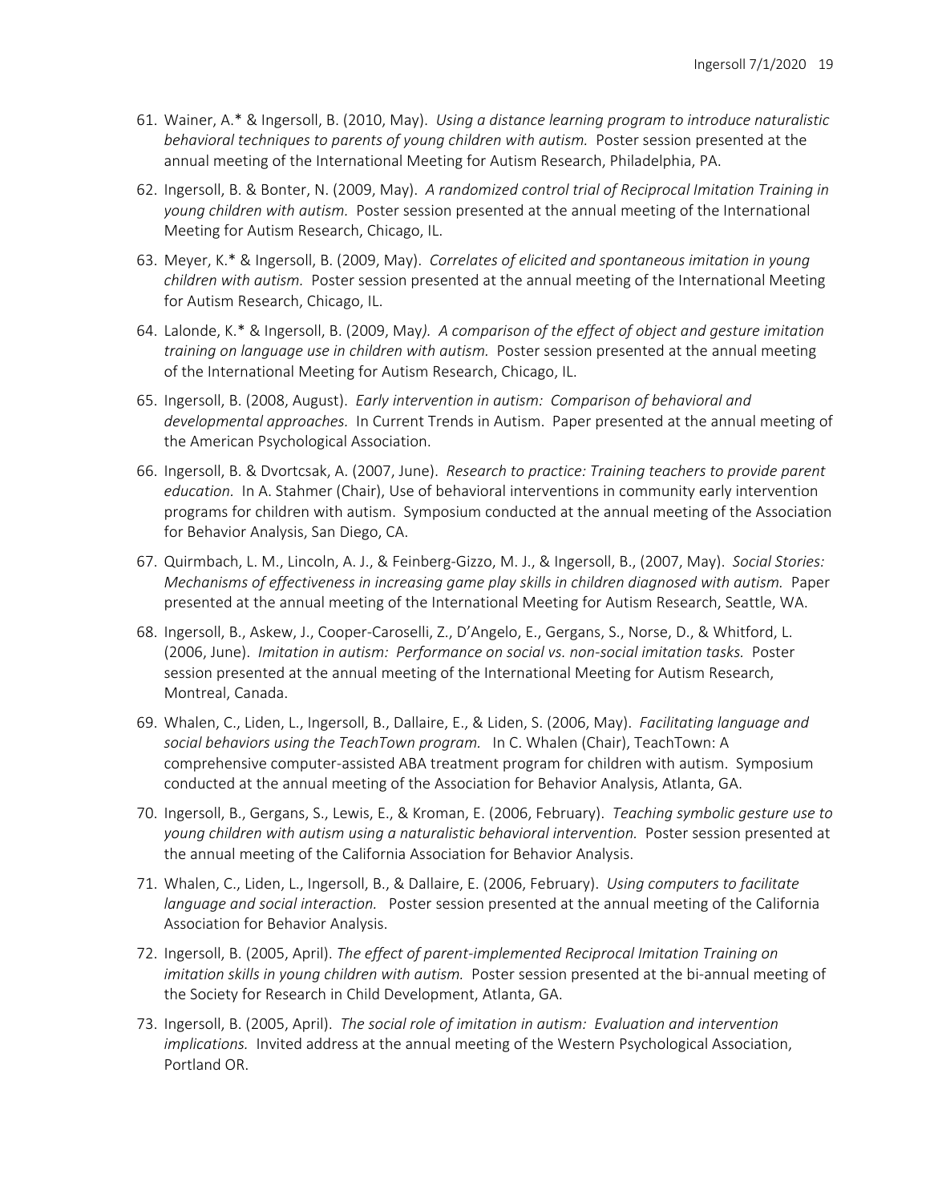61. Wainer, A.* & Ingersoll, B. (2010, May). *Using a distance learning program to introduce naturalistic behavioral techniques to parents of young children with autism.* Poster session presented at the annual meeting of the International Meeting for Autism Research, Philadelphia, PA.

62. Ingersoll, B. & Bonter, N. (2009, May). *A randomized control trial of Reciprocal Imitation Training in young children with autism.* Poster session presented at the annual meeting of the International Meeting for Autism Research, Chicago, IL.

63. Meyer, K.* & Ingersoll, B. (2009, May). *Correlates of elicited and spontaneous imitation in young children with autism.* Poster session presented at the annual meeting of the International Meeting for Autism Research, Chicago, IL.

64. Lalonde, K.* & Ingersoll, B. (2009, May*). A comparison of the effect of object and gesture imitation training on language use in children with autism.* Poster session presented at the annual meeting of the International Meeting for Autism Research, Chicago, IL.

65. Ingersoll, B. (2008, August). *Early intervention in autism: Comparison of behavioral and developmental approaches.* In Current Trends in Autism. Paper presented at the annual meeting of the American Psychological Association.

66. Ingersoll, B. & Dvortcsak, A. (2007, June). *Research to practice: Training teachers to provide parent education.* In A. Stahmer (Chair), Use of behavioral interventions in community early intervention programs for children with autism. Symposium conducted at the annual meeting of the Association for Behavior Analysis, San Diego, CA.

67. Quirmbach, L. M., Lincoln, A. J., & Feinberg-Gizzo, M. J., & Ingersoll, B., (2007, May). *Social Stories: Mechanisms of effectiveness in increasing game play skills in children diagnosed with autism.* Paper presented at the annual meeting of the International Meeting for Autism Research, Seattle, WA.

68. Ingersoll, B., Askew, J., Cooper-Caroselli, Z., D'Angelo, E., Gergans, S., Norse, D., & Whitford, L. (2006, June). *Imitation in autism: Performance on social vs. non-social imitation tasks.* Poster session presented at the annual meeting of the International Meeting for Autism Research, Montreal, Canada.

69. Whalen, C., Liden, L., Ingersoll, B., Dallaire, E., & Liden, S. (2006, May). *Facilitating language and social behaviors using the TeachTown program.* In C. Whalen (Chair), TeachTown: A comprehensive computer-assisted ABA treatment program for children with autism. Symposium conducted at the annual meeting of the Association for Behavior Analysis, Atlanta, GA.

70. Ingersoll, B., Gergans, S., Lewis, E., & Kroman, E. (2006, February). *Teaching symbolic gesture use to young children with autism using a naturalistic behavioral intervention.* Poster session presented at the annual meeting of the California Association for Behavior Analysis.

71. Whalen, C., Liden, L., Ingersoll, B., & Dallaire, E. (2006, February). *Using computers to facilitate language and social interaction.* Poster session presented at the annual meeting of the California Association for Behavior Analysis.

72. Ingersoll, B. (2005, April). *The effect of parent-implemented Reciprocal Imitation Training on imitation skills in young children with autism.* Poster session presented at the bi-annual meeting of the Society for Research in Child Development, Atlanta, GA.

73. Ingersoll, B. (2005, April). *The social role of imitation in autism: Evaluation and intervention implications.* Invited address at the annual meeting of the Western Psychological Association, Portland OR.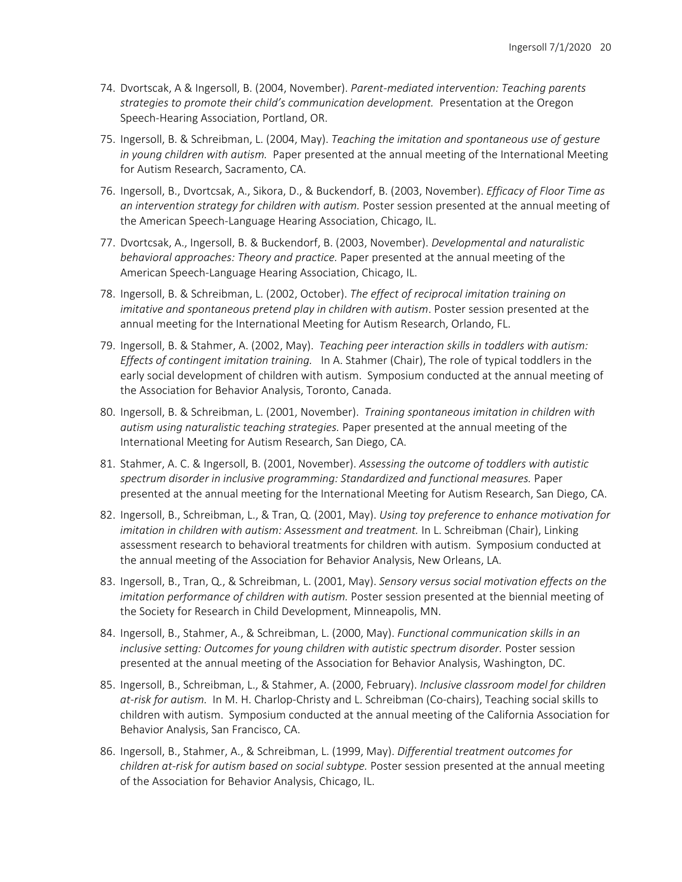74. Dvortcsak, A & Ingersoll, B. (2004, November). *Parent-mediated intervention: Teaching parents strategies to promote their child's communication development.* Presentation at the Oregon Speech-Hearing Association, Portland, OR.
75. Ingersoll, B. & Schreibman, L. (2004, May). *Teaching the imitation and spontaneous use of gesture in young children with autism.* Paper presented at the annual meeting of the International Meeting for Autism Research, Sacramento, CA.
76. Ingersoll, B., Dvortcsak, A., Sikora, D., & Buckendorf, B. (2003, November). *Efficacy of Floor Time as an intervention strategy for children with autism.* Poster session presented at the annual meeting of the American Speech-Language Hearing Association, Chicago, IL.
77. Dvortcsak, A., Ingersoll, B. & Buckendorf, B. (2003, November). *Developmental and naturalistic behavioral approaches: Theory and practice.* Paper presented at the annual meeting of the American Speech-Language Hearing Association, Chicago, IL.
78. Ingersoll, B. & Schreibman, L. (2002, October). *The effect of reciprocal imitation training on imitative and spontaneous pretend play in children with autism*. Poster session presented at the annual meeting for the International Meeting for Autism Research, Orlando, FL.
79. Ingersoll, B. & Stahmer, A. (2002, May). *Teaching peer interaction skills in toddlers with autism: Effects of contingent imitation training.* In A. Stahmer (Chair), The role of typical toddlers in the early social development of children with autism. Symposium conducted at the annual meeting of the Association for Behavior Analysis, Toronto, Canada.
80. Ingersoll, B. & Schreibman, L. (2001, November). *Training spontaneous imitation in children with autism using naturalistic teaching strategies.* Paper presented at the annual meeting of the International Meeting for Autism Research, San Diego, CA.
81. Stahmer, A. C. & Ingersoll, B. (2001, November). *Assessing the outcome of toddlers with autistic spectrum disorder in inclusive programming: Standardized and functional measures.* Paper presented at the annual meeting for the International Meeting for Autism Research, San Diego, CA.
82. Ingersoll, B., Schreibman, L., & Tran, Q. (2001, May). *Using toy preference to enhance motivation for imitation in children with autism: Assessment and treatment.* In L. Schreibman (Chair), Linking assessment research to behavioral treatments for children with autism. Symposium conducted at the annual meeting of the Association for Behavior Analysis, New Orleans, LA.
83. Ingersoll, B., Tran, Q., & Schreibman, L. (2001, May). *Sensory versus social motivation effects on the imitation performance of children with autism.* Poster session presented at the biennial meeting of the Society for Research in Child Development, Minneapolis, MN.
84. Ingersoll, B., Stahmer, A., & Schreibman, L. (2000, May). *Functional communication skills in an inclusive setting: Outcomes for young children with autistic spectrum disorder.* Poster session presented at the annual meeting of the Association for Behavior Analysis, Washington, DC.
85. Ingersoll, B., Schreibman, L., & Stahmer, A. (2000, February). *Inclusive classroom model for children at-risk for autism.* In M. H. Charlop-Christy and L. Schreibman (Co-chairs), Teaching social skills to children with autism. Symposium conducted at the annual meeting of the California Association for Behavior Analysis, San Francisco, CA.
86. Ingersoll, B., Stahmer, A., & Schreibman, L. (1999, May). *Differential treatment outcomes for children at-risk for autism based on social subtype.* Poster session presented at the annual meeting of the Association for Behavior Analysis, Chicago, IL.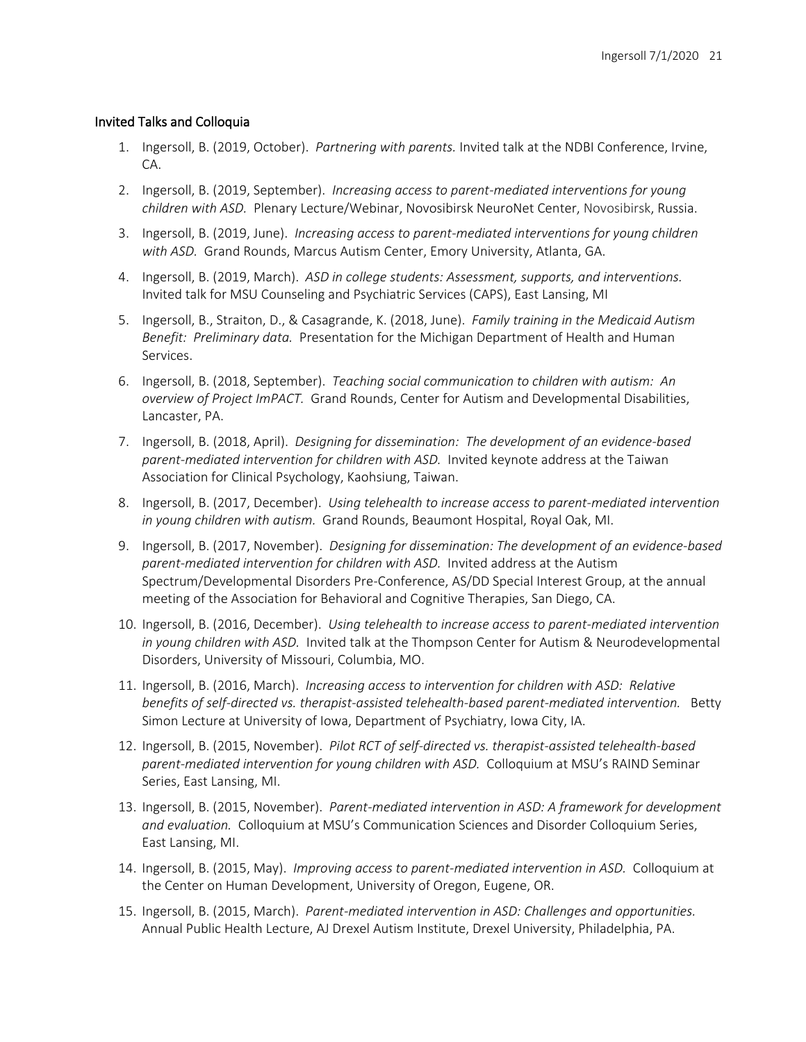## Invited Talks and Colloquia

1. Ingersoll, B. (2019, October). *Partnering with parents.* Invited talk at the NDBI Conference, Irvine, CA.
2. Ingersoll, B. (2019, September). *Increasing access to parent-mediated interventions for young children with ASD.* Plenary Lecture/Webinar, Novosibirsk NeuroNet Center, Novosibirsk, Russia.
3. Ingersoll, B. (2019, June). *Increasing access to parent-mediated interventions for young children with ASD.* Grand Rounds, Marcus Autism Center, Emory University, Atlanta, GA.
4. Ingersoll, B. (2019, March). *ASD in college students: Assessment, supports, and interventions.* Invited talk for MSU Counseling and Psychiatric Services (CAPS), East Lansing, MI
5. Ingersoll, B., Straiton, D., & Casagrande, K. (2018, June). *Family training in the Medicaid Autism Benefit: Preliminary data.* Presentation for the Michigan Department of Health and Human Services.
6. Ingersoll, B. (2018, September). *Teaching social communication to children with autism: An overview of Project ImPACT.* Grand Rounds, Center for Autism and Developmental Disabilities, Lancaster, PA.
7. Ingersoll, B. (2018, April). *Designing for dissemination: The development of an evidence-based parent-mediated intervention for children with ASD.* Invited keynote address at the Taiwan Association for Clinical Psychology, Kaohsiung, Taiwan.
8. Ingersoll, B. (2017, December). *Using telehealth to increase access to parent-mediated intervention in young children with autism.* Grand Rounds, Beaumont Hospital, Royal Oak, MI.
9. Ingersoll, B. (2017, November). *Designing for dissemination: The development of an evidence-based parent-mediated intervention for children with ASD.* Invited address at the Autism Spectrum/Developmental Disorders Pre-Conference, AS/DD Special Interest Group, at the annual meeting of the Association for Behavioral and Cognitive Therapies, San Diego, CA.
10. Ingersoll, B. (2016, December). *Using telehealth to increase access to parent-mediated intervention in young children with ASD.* Invited talk at the Thompson Center for Autism & Neurodevelopmental Disorders, University of Missouri, Columbia, MO.
11. Ingersoll, B. (2016, March). *Increasing access to intervention for children with ASD: Relative benefits of self-directed vs. therapist-assisted telehealth-based parent-mediated intervention.* Betty Simon Lecture at University of Iowa, Department of Psychiatry, Iowa City, IA.
12. Ingersoll, B. (2015, November). *Pilot RCT of self-directed vs. therapist-assisted telehealth-based parent-mediated intervention for young children with ASD.* Colloquium at MSU's RAIND Seminar Series, East Lansing, MI.
13. Ingersoll, B. (2015, November). *Parent-mediated intervention in ASD: A framework for development and evaluation.* Colloquium at MSU's Communication Sciences and Disorder Colloquium Series, East Lansing, MI.
14. Ingersoll, B. (2015, May). *Improving access to parent-mediated intervention in ASD.* Colloquium at the Center on Human Development, University of Oregon, Eugene, OR.
15. Ingersoll, B. (2015, March). *Parent-mediated intervention in ASD: Challenges and opportunities.* Annual Public Health Lecture, AJ Drexel Autism Institute, Drexel University, Philadelphia, PA.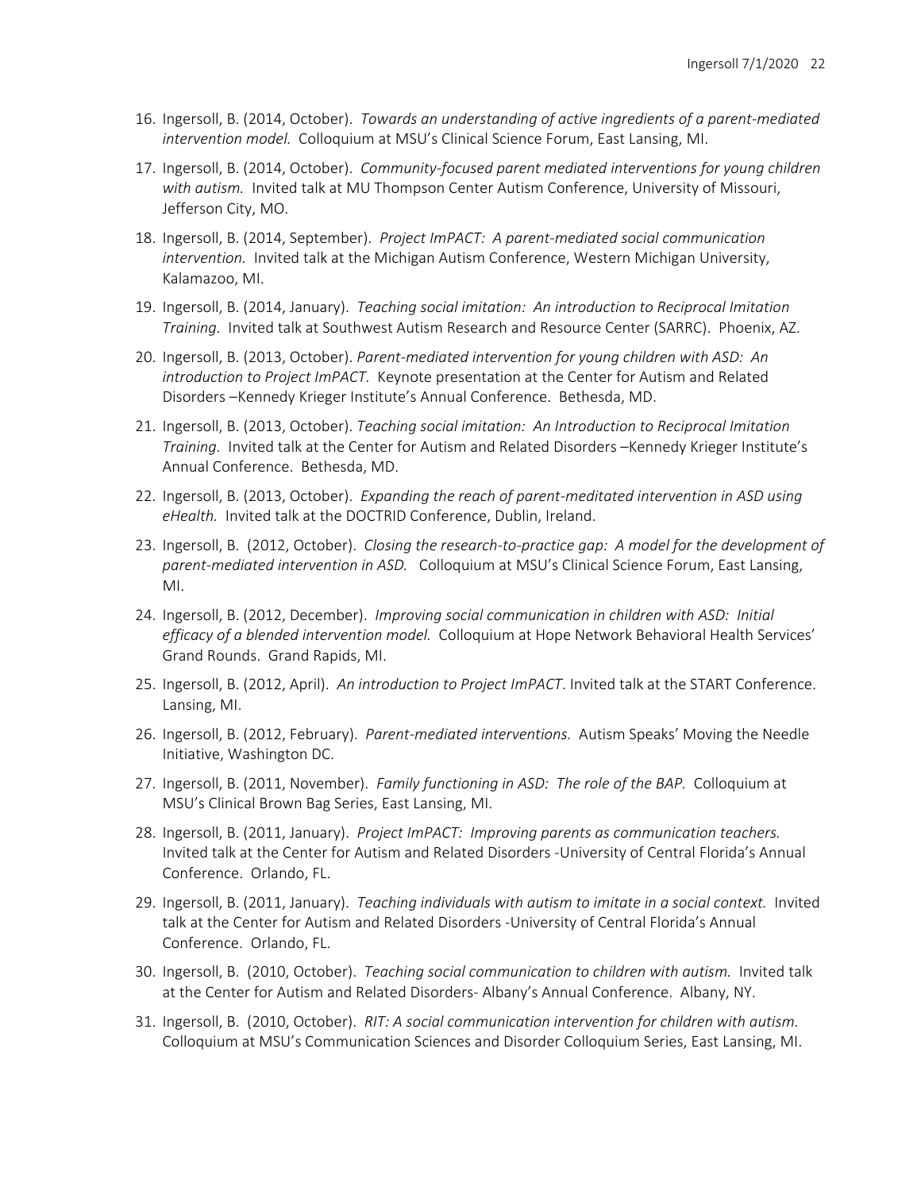16. Ingersoll, B. (2014, October). *Towards an understanding of active ingredients of a parent-mediated intervention model.* Colloquium at MSU's Clinical Science Forum, East Lansing, MI.
17. Ingersoll, B. (2014, October). *Community-focused parent mediated interventions for young children with autism.* Invited talk at MU Thompson Center Autism Conference, University of Missouri, Jefferson City, MO.
18. Ingersoll, B. (2014, September). *Project ImPACT: A parent-mediated social communication intervention.* Invited talk at the Michigan Autism Conference, Western Michigan University, Kalamazoo, MI.
19. Ingersoll, B. (2014, January). *Teaching social imitation: An introduction to Reciprocal Imitation Training.* Invited talk at Southwest Autism Research and Resource Center (SARRC). Phoenix, AZ.
20. Ingersoll, B. (2013, October). *Parent-mediated intervention for young children with ASD: An introduction to Project ImPACT.* Keynote presentation at the Center for Autism and Related Disorders –Kennedy Krieger Institute's Annual Conference. Bethesda, MD.
21. Ingersoll, B. (2013, October). *Teaching social imitation: An Introduction to Reciprocal Imitation Training.* Invited talk at the Center for Autism and Related Disorders –Kennedy Krieger Institute's Annual Conference. Bethesda, MD.
22. Ingersoll, B. (2013, October). *Expanding the reach of parent-meditated intervention in ASD using eHealth.* Invited talk at the DOCTRID Conference, Dublin, Ireland.
23. Ingersoll, B. (2012, October). *Closing the research-to-practice gap: A model for the development of parent-mediated intervention in ASD.* Colloquium at MSU's Clinical Science Forum, East Lansing, MI.
24. Ingersoll, B. (2012, December). *Improving social communication in children with ASD: Initial efficacy of a blended intervention model.* Colloquium at Hope Network Behavioral Health Services' Grand Rounds. Grand Rapids, MI.
25. Ingersoll, B. (2012, April). *An introduction to Project ImPACT*. Invited talk at the START Conference. Lansing, MI.
26. Ingersoll, B. (2012, February). *Parent-mediated interventions.* Autism Speaks' Moving the Needle Initiative, Washington DC.
27. Ingersoll, B. (2011, November). *Family functioning in ASD: The role of the BAP.* Colloquium at MSU's Clinical Brown Bag Series, East Lansing, MI.
28. Ingersoll, B. (2011, January). *Project ImPACT: Improving parents as communication teachers.* Invited talk at the Center for Autism and Related Disorders -University of Central Florida's Annual Conference. Orlando, FL.
29. Ingersoll, B. (2011, January). *Teaching individuals with autism to imitate in a social context.* Invited talk at the Center for Autism and Related Disorders -University of Central Florida's Annual Conference. Orlando, FL.
30. Ingersoll, B. (2010, October). *Teaching social communication to children with autism.* Invited talk at the Center for Autism and Related Disorders- Albany's Annual Conference. Albany, NY.
31. Ingersoll, B. (2010, October). *RIT: A social communication intervention for children with autism.* Colloquium at MSU's Communication Sciences and Disorder Colloquium Series, East Lansing, MI.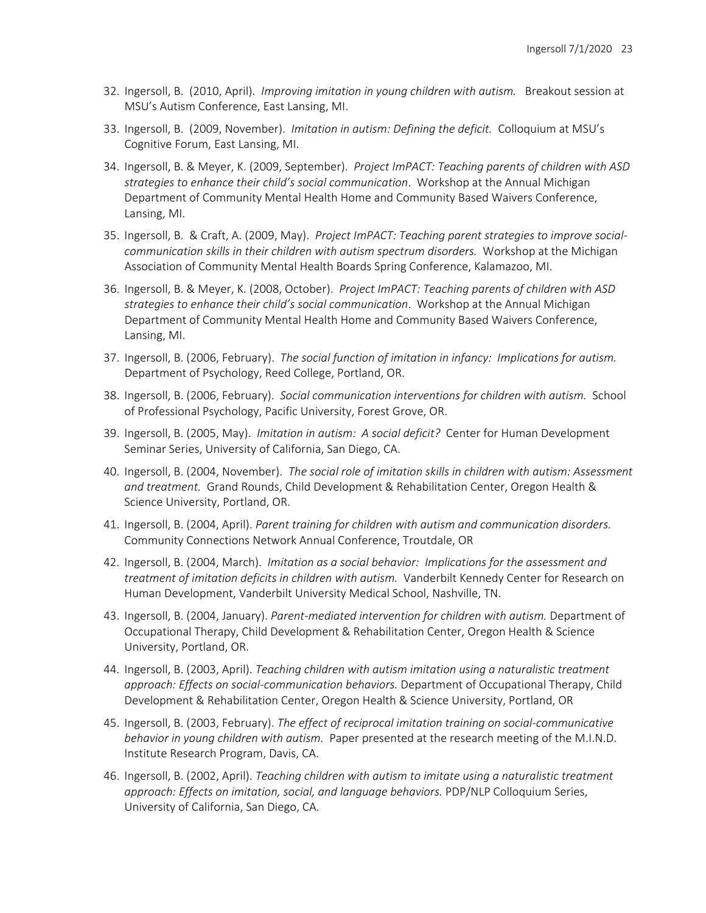32. Ingersoll, B. (2010, April). *Improving imitation in young children with autism.* Breakout session at MSU's Autism Conference, East Lansing, MI.
33. Ingersoll, B. (2009, November). *Imitation in autism: Defining the deficit.* Colloquium at MSU's Cognitive Forum, East Lansing, MI.
34. Ingersoll, B. & Meyer, K. (2009, September). *Project ImPACT: Teaching parents of children with ASD strategies to enhance their child's social communication*. Workshop at the Annual Michigan Department of Community Mental Health Home and Community Based Waivers Conference, Lansing, MI.
35. Ingersoll, B. & Craft, A. (2009, May). *Project ImPACT: Teaching parent strategies to improve social-communication skills in their children with autism spectrum disorders.* Workshop at the Michigan Association of Community Mental Health Boards Spring Conference, Kalamazoo, MI.
36. Ingersoll, B. & Meyer, K. (2008, October). *Project ImPACT: Teaching parents of children with ASD strategies to enhance their child's social communication*. Workshop at the Annual Michigan Department of Community Mental Health Home and Community Based Waivers Conference, Lansing, MI.
37. Ingersoll, B. (2006, February). *The social function of imitation in infancy: Implications for autism.* Department of Psychology, Reed College, Portland, OR.
38. Ingersoll, B. (2006, February). *Social communication interventions for children with autism.* School of Professional Psychology, Pacific University, Forest Grove, OR.
39. Ingersoll, B. (2005, May). *Imitation in autism: A social deficit?* Center for Human Development Seminar Series, University of California, San Diego, CA.
40. Ingersoll, B. (2004, November). *The social role of imitation skills in children with autism: Assessment and treatment.* Grand Rounds, Child Development & Rehabilitation Center, Oregon Health & Science University, Portland, OR.
41. Ingersoll, B. (2004, April). *Parent training for children with autism and communication disorders.* Community Connections Network Annual Conference, Troutdale, OR
42. Ingersoll, B. (2004, March). *Imitation as a social behavior: Implications for the assessment and treatment of imitation deficits in children with autism.* Vanderbilt Kennedy Center for Research on Human Development, Vanderbilt University Medical School, Nashville, TN.
43. Ingersoll, B. (2004, January). *Parent-mediated intervention for children with autism.* Department of Occupational Therapy, Child Development & Rehabilitation Center, Oregon Health & Science University, Portland, OR.
44. Ingersoll, B. (2003, April). *Teaching children with autism imitation using a naturalistic treatment approach: Effects on social-communication behaviors.* Department of Occupational Therapy, Child Development & Rehabilitation Center, Oregon Health & Science University, Portland, OR
45. Ingersoll, B. (2003, February). *The effect of reciprocal imitation training on social-communicative behavior in young children with autism.* Paper presented at the research meeting of the M.I.N.D. Institute Research Program, Davis, CA.
46. Ingersoll, B. (2002, April). *Teaching children with autism to imitate using a naturalistic treatment approach: Effects on imitation, social, and language behaviors.* PDP/NLP Colloquium Series, University of California, San Diego, CA.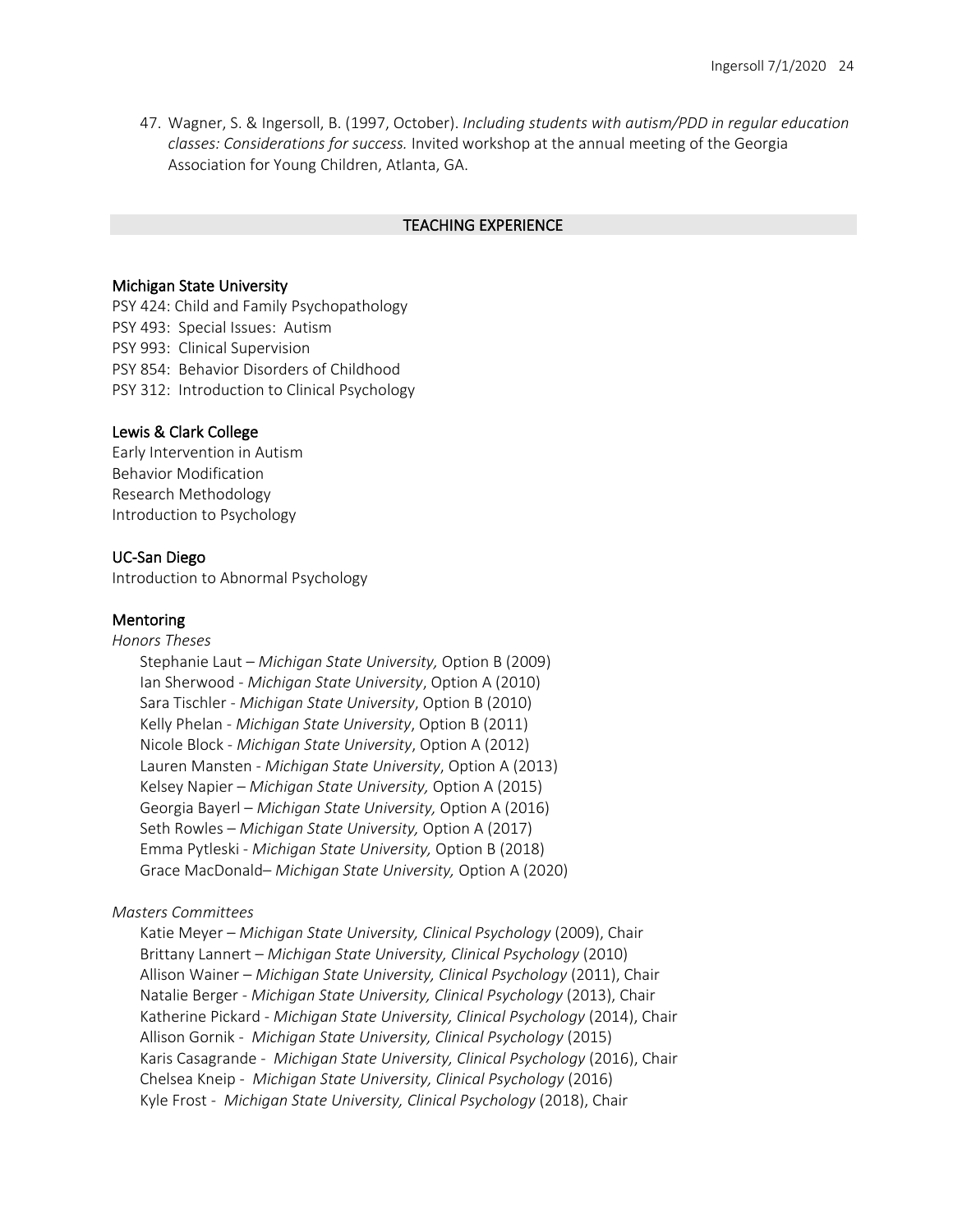47. Wagner, S. & Ingersoll, B. (1997, October). *Including students with autism/PDD in regular education classes: Considerations for success.* Invited workshop at the annual meeting of the Georgia Association for Young Children, Atlanta, GA.

## TEACHING EXPERIENCE

### Michigan State University

PSY 424: Child and Family Psychopathology
PSY 493: Special Issues: Autism
PSY 993: Clinical Supervision
PSY 854: Behavior Disorders of Childhood
PSY 312: Introduction to Clinical Psychology

### Lewis & Clark College

Early Intervention in Autism
Behavior Modification
Research Methodology
Introduction to Psychology

### UC-San Diego

Introduction to Abnormal Psychology

### Mentoring

*Honors Theses*

Stephanie Laut – *Michigan State University,* Option B (2009)
Ian Sherwood - *Michigan State University*, Option A (2010)
Sara Tischler - *Michigan State University*, Option B (2010)
Kelly Phelan - *Michigan State University*, Option B (2011)
Nicole Block - *Michigan State University*, Option A (2012)
Lauren Mansten - *Michigan State University*, Option A (2013)
Kelsey Napier – *Michigan State University,* Option A (2015)
Georgia Bayerl – *Michigan State University,* Option A (2016)
Seth Rowles – *Michigan State University,* Option A (2017)
Emma Pytleski - *Michigan State University,* Option B (2018)
Grace MacDonald– *Michigan State University,* Option A (2020)

*Masters Committees*

Katie Meyer – *Michigan State University, Clinical Psychology* (2009), Chair
Brittany Lannert – *Michigan State University, Clinical Psychology* (2010)
Allison Wainer – *Michigan State University, Clinical Psychology* (2011), Chair
Natalie Berger - *Michigan State University, Clinical Psychology* (2013), Chair
Katherine Pickard - *Michigan State University, Clinical Psychology* (2014), Chair
Allison Gornik - *Michigan State University, Clinical Psychology* (2015)
Karis Casagrande - *Michigan State University, Clinical Psychology* (2016), Chair
Chelsea Kneip - *Michigan State University, Clinical Psychology* (2016)
Kyle Frost - *Michigan State University, Clinical Psychology* (2018), Chair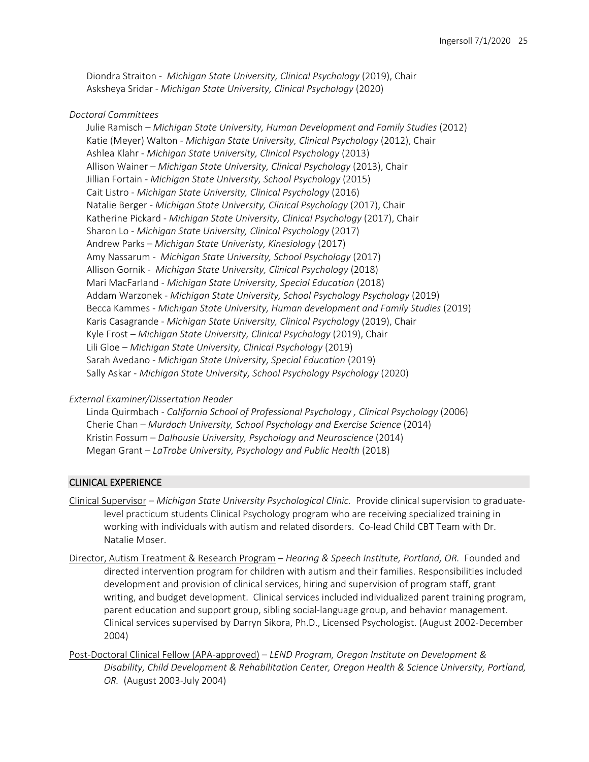Diondra Straiton - *Michigan State University, Clinical Psychology* (2019), Chair
Asksheya Sridar - *Michigan State University, Clinical Psychology* (2020)

*Doctoral Committees*

Julie Ramisch – *Michigan State University, Human Development and Family Studies* (2012)
Katie (Meyer) Walton - *Michigan State University, Clinical Psychology* (2012), Chair
Ashlea Klahr - *Michigan State University, Clinical Psychology* (2013)
Allison Wainer – *Michigan State University, Clinical Psychology* (2013), Chair
Jillian Fortain - *Michigan State University, School Psychology* (2015)
Cait Listro - *Michigan State University, Clinical Psychology* (2016)
Natalie Berger - *Michigan State University, Clinical Psychology* (2017), Chair
Katherine Pickard - *Michigan State University, Clinical Psychology* (2017), Chair
Sharon Lo - *Michigan State University, Clinical Psychology* (2017)
Andrew Parks – *Michigan State Univeristy, Kinesiology* (2017)
Amy Nassarum - *Michigan State University, School Psychology* (2017)
Allison Gornik - *Michigan State University, Clinical Psychology* (2018)
Mari MacFarland - *Michigan State University, Special Education* (2018)
Addam Warzonek - *Michigan State University, School Psychology Psychology* (2019)
Becca Kammes - *Michigan State University, Human development and Family Studies* (2019)
Karis Casagrande - *Michigan State University, Clinical Psychology* (2019), Chair
Kyle Frost – *Michigan State University, Clinical Psychology* (2019), Chair
Lili Gloe – *Michigan State University, Clinical Psychology* (2019)
Sarah Avedano - *Michigan State University, Special Education* (2019)
Sally Askar - *Michigan State University, School Psychology Psychology* (2020)

*External Examiner/Dissertation Reader*

Linda Quirmbach - *California School of Professional Psychology , Clinical Psychology* (2006)
Cherie Chan – *Murdoch University, School Psychology and Exercise Science* (2014)
Kristin Fossum – *Dalhousie University, Psychology and Neuroscience* (2014)
Megan Grant – *LaTrobe University, Psychology and Public Health* (2018)

## CLINICAL EXPERIENCE

Clinical Supervisor – *Michigan State University Psychological Clinic.* Provide clinical supervision to graduate-level practicum students Clinical Psychology program who are receiving specialized training in working with individuals with autism and related disorders. Co-lead Child CBT Team with Dr. Natalie Moser.

Director, Autism Treatment & Research Program – *Hearing & Speech Institute, Portland, OR.* Founded and directed intervention program for children with autism and their families. Responsibilities included development and provision of clinical services, hiring and supervision of program staff, grant writing, and budget development. Clinical services included individualized parent training program, parent education and support group, sibling social-language group, and behavior management. Clinical services supervised by Darryn Sikora, Ph.D., Licensed Psychologist. (August 2002-December 2004)

Post-Doctoral Clinical Fellow (APA-approved) – *LEND Program, Oregon Institute on Development & Disability, Child Development & Rehabilitation Center, Oregon Health & Science University, Portland, OR.* (August 2003-July 2004)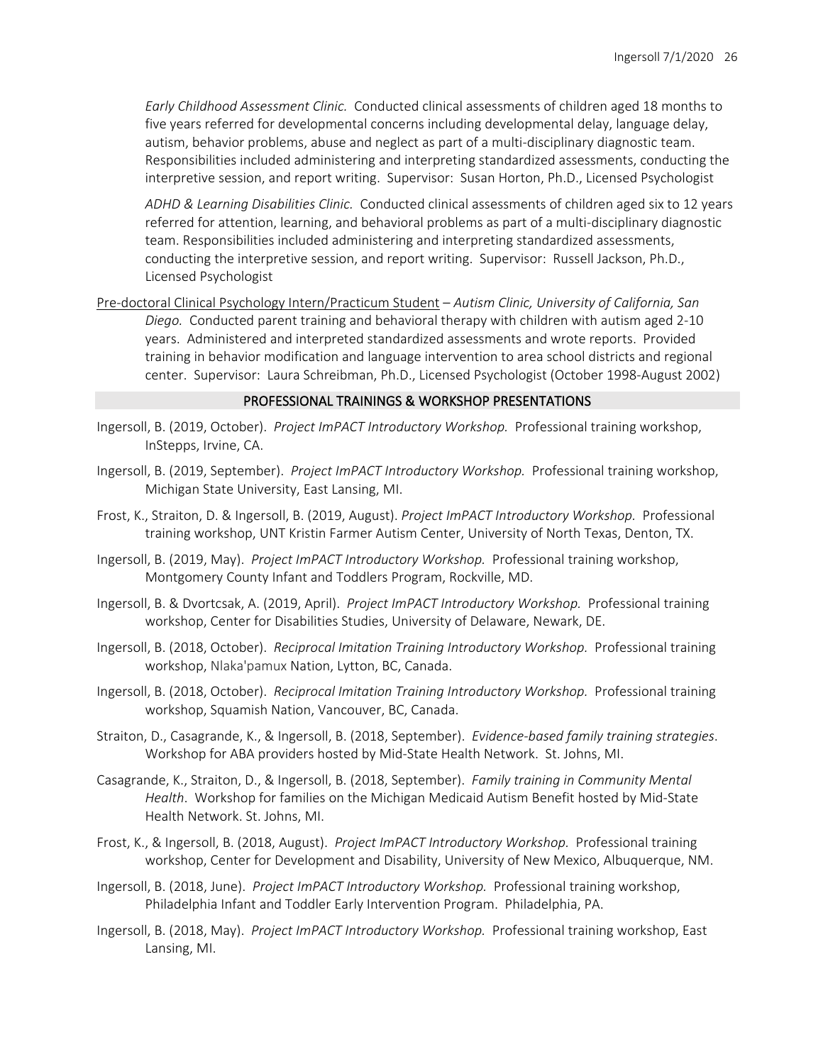*Early Childhood Assessment Clinic.* Conducted clinical assessments of children aged 18 months to five years referred for developmental concerns including developmental delay, language delay, autism, behavior problems, abuse and neglect as part of a multi-disciplinary diagnostic team. Responsibilities included administering and interpreting standardized assessments, conducting the interpretive session, and report writing. Supervisor: Susan Horton, Ph.D., Licensed Psychologist

*ADHD & Learning Disabilities Clinic.* Conducted clinical assessments of children aged six to 12 years referred for attention, learning, and behavioral problems as part of a multi-disciplinary diagnostic team. Responsibilities included administering and interpreting standardized assessments, conducting the interpretive session, and report writing. Supervisor: Russell Jackson, Ph.D., Licensed Psychologist

Pre-doctoral Clinical Psychology Intern/Practicum Student – *Autism Clinic, University of California, San Diego.* Conducted parent training and behavioral therapy with children with autism aged 2-10 years. Administered and interpreted standardized assessments and wrote reports. Provided training in behavior modification and language intervention to area school districts and regional center. Supervisor: Laura Schreibman, Ph.D., Licensed Psychologist (October 1998-August 2002)

## PROFESSIONAL TRAININGS & WORKSHOP PRESENTATIONS

Ingersoll, B. (2019, October). *Project ImPACT Introductory Workshop.* Professional training workshop, InStepps, Irvine, CA.

Ingersoll, B. (2019, September). *Project ImPACT Introductory Workshop.* Professional training workshop, Michigan State University, East Lansing, MI.

Frost, K., Straiton, D. & Ingersoll, B. (2019, August). *Project ImPACT Introductory Workshop.* Professional training workshop, UNT Kristin Farmer Autism Center, University of North Texas, Denton, TX.

Ingersoll, B. (2019, May). *Project ImPACT Introductory Workshop.* Professional training workshop, Montgomery County Infant and Toddlers Program, Rockville, MD.

Ingersoll, B. & Dvortcsak, A. (2019, April). *Project ImPACT Introductory Workshop.* Professional training workshop, Center for Disabilities Studies, University of Delaware, Newark, DE.

Ingersoll, B. (2018, October). *Reciprocal Imitation Training Introductory Workshop.* Professional training workshop, Nlaka'pamux Nation, Lytton, BC, Canada.

Ingersoll, B. (2018, October). *Reciprocal Imitation Training Introductory Workshop.* Professional training workshop, Squamish Nation, Vancouver, BC, Canada.

Straiton, D., Casagrande, K., & Ingersoll, B. (2018, September). *Evidence-based family training strategies*. Workshop for ABA providers hosted by Mid-State Health Network. St. Johns, MI.

Casagrande, K., Straiton, D., & Ingersoll, B. (2018, September). *Family training in Community Mental Health*. Workshop for families on the Michigan Medicaid Autism Benefit hosted by Mid-State Health Network. St. Johns, MI.

Frost, K., & Ingersoll, B. (2018, August). *Project ImPACT Introductory Workshop.* Professional training workshop, Center for Development and Disability, University of New Mexico, Albuquerque, NM.

Ingersoll, B. (2018, June). *Project ImPACT Introductory Workshop.* Professional training workshop, Philadelphia Infant and Toddler Early Intervention Program. Philadelphia, PA.

Ingersoll, B. (2018, May). *Project ImPACT Introductory Workshop.* Professional training workshop, East Lansing, MI.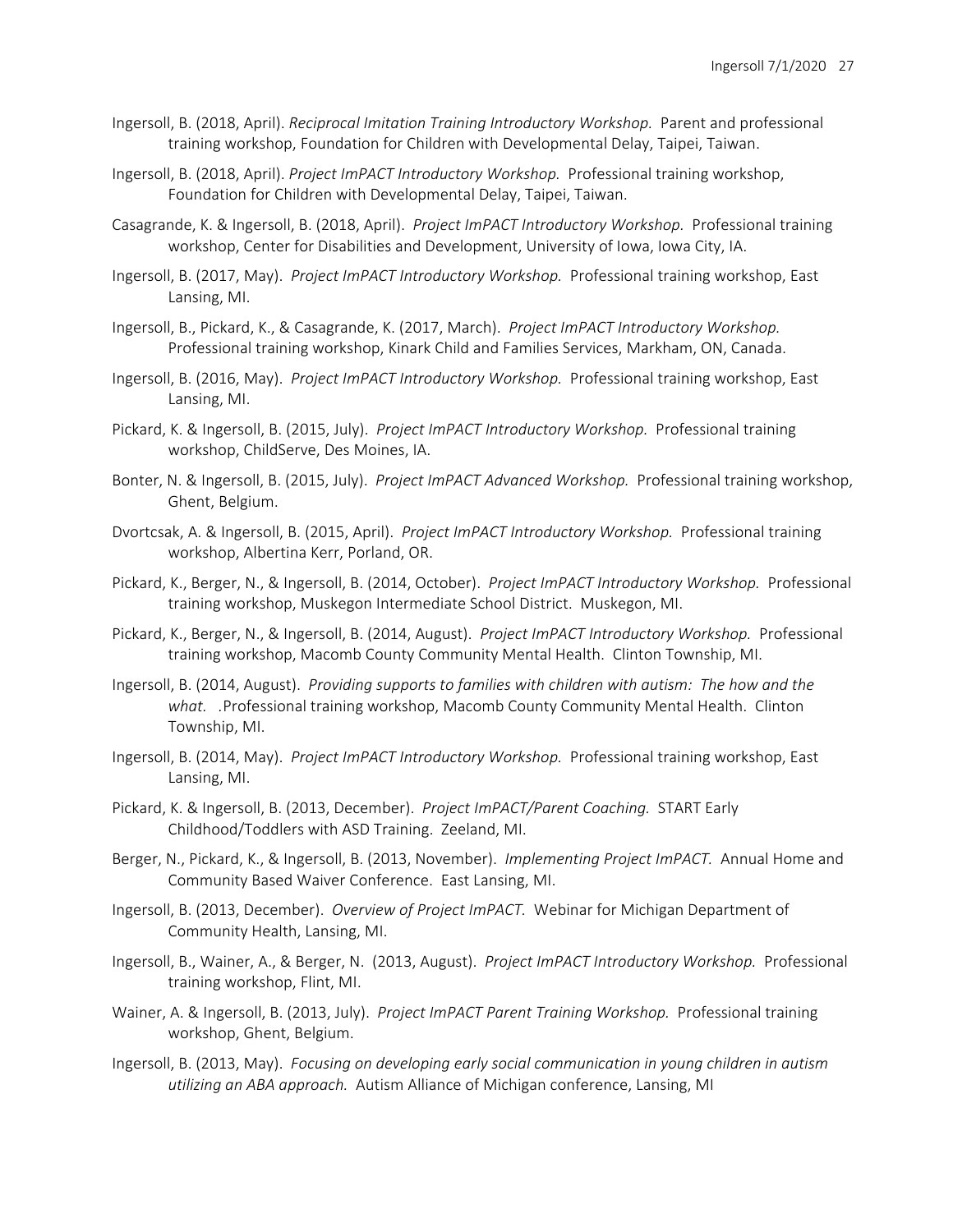Ingersoll, B. (2018, April). *Reciprocal Imitation Training Introductory Workshop.* Parent and professional training workshop, Foundation for Children with Developmental Delay, Taipei, Taiwan.

Ingersoll, B. (2018, April). *Project ImPACT Introductory Workshop.* Professional training workshop, Foundation for Children with Developmental Delay, Taipei, Taiwan.

Casagrande, K. & Ingersoll, B. (2018, April). *Project ImPACT Introductory Workshop.* Professional training workshop, Center for Disabilities and Development, University of Iowa, Iowa City, IA.

Ingersoll, B. (2017, May). *Project ImPACT Introductory Workshop.* Professional training workshop, East Lansing, MI.

Ingersoll, B., Pickard, K., & Casagrande, K. (2017, March). *Project ImPACT Introductory Workshop.* Professional training workshop, Kinark Child and Families Services, Markham, ON, Canada.

Ingersoll, B. (2016, May). *Project ImPACT Introductory Workshop.* Professional training workshop, East Lansing, MI.

Pickard, K. & Ingersoll, B. (2015, July). *Project ImPACT Introductory Workshop.* Professional training workshop, ChildServe, Des Moines, IA.

Bonter, N. & Ingersoll, B. (2015, July). *Project ImPACT Advanced Workshop.* Professional training workshop, Ghent, Belgium.

Dvortcsak, A. & Ingersoll, B. (2015, April). *Project ImPACT Introductory Workshop.* Professional training workshop, Albertina Kerr, Porland, OR.

Pickard, K., Berger, N., & Ingersoll, B. (2014, October). *Project ImPACT Introductory Workshop.* Professional training workshop, Muskegon Intermediate School District. Muskegon, MI.

Pickard, K., Berger, N., & Ingersoll, B. (2014, August). *Project ImPACT Introductory Workshop.* Professional training workshop, Macomb County Community Mental Health. Clinton Township, MI.

Ingersoll, B. (2014, August). *Providing supports to families with children with autism: The how and the what.* .Professional training workshop, Macomb County Community Mental Health. Clinton Township, MI.

Ingersoll, B. (2014, May). *Project ImPACT Introductory Workshop.* Professional training workshop, East Lansing, MI.

Pickard, K. & Ingersoll, B. (2013, December). *Project ImPACT/Parent Coaching.* START Early Childhood/Toddlers with ASD Training. Zeeland, MI.

Berger, N., Pickard, K., & Ingersoll, B. (2013, November). *Implementing Project ImPACT.* Annual Home and Community Based Waiver Conference. East Lansing, MI.

Ingersoll, B. (2013, December). *Overview of Project ImPACT.* Webinar for Michigan Department of Community Health, Lansing, MI.

Ingersoll, B., Wainer, A., & Berger, N. (2013, August). *Project ImPACT Introductory Workshop.* Professional training workshop, Flint, MI.

Wainer, A. & Ingersoll, B. (2013, July). *Project ImPACT Parent Training Workshop.* Professional training workshop, Ghent, Belgium.

Ingersoll, B. (2013, May). *Focusing on developing early social communication in young children in autism utilizing an ABA approach.* Autism Alliance of Michigan conference, Lansing, MI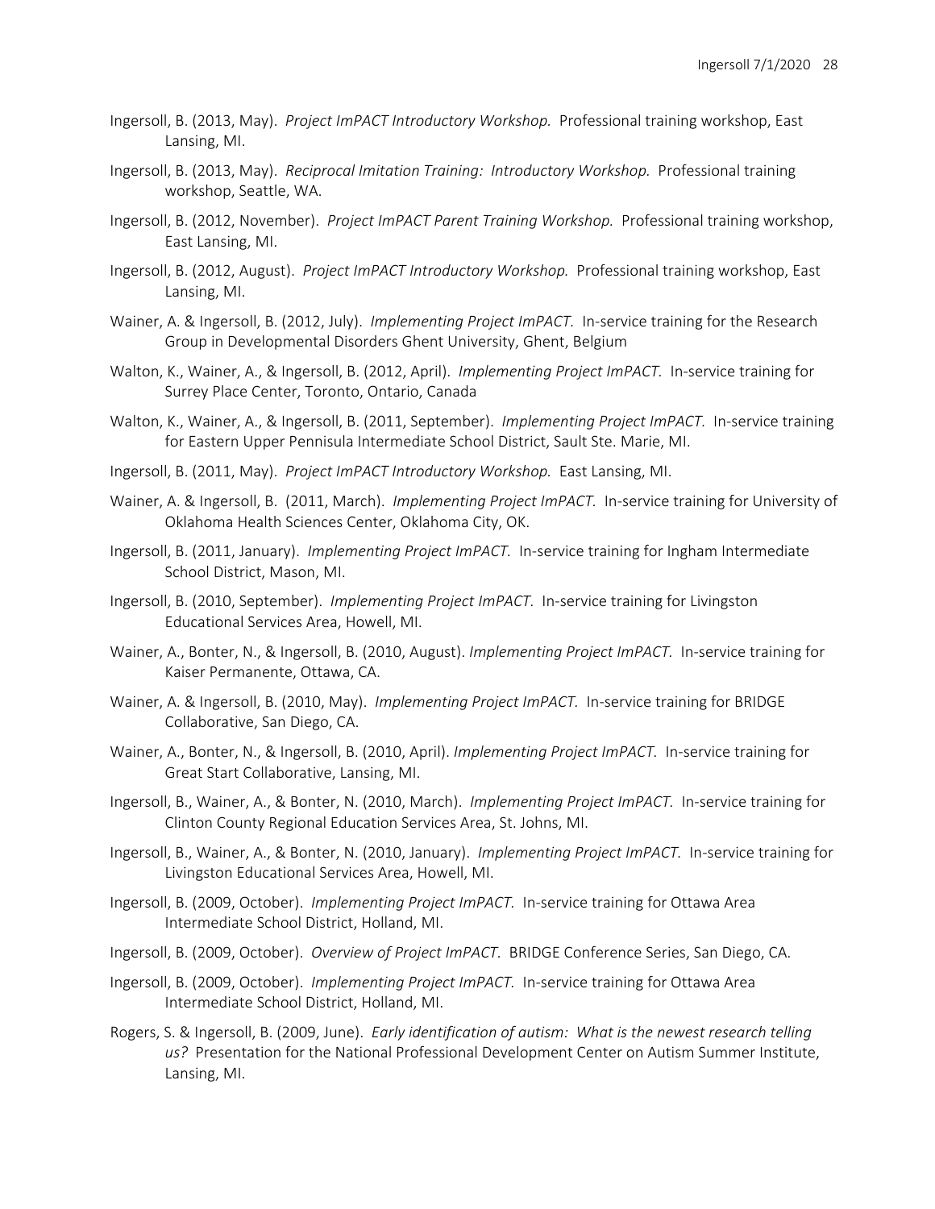Ingersoll, B. (2013, May). *Project ImPACT Introductory Workshop.* Professional training workshop, East Lansing, MI.

Ingersoll, B. (2013, May). *Reciprocal Imitation Training: Introductory Workshop.* Professional training workshop, Seattle, WA.

Ingersoll, B. (2012, November). *Project ImPACT Parent Training Workshop.* Professional training workshop, East Lansing, MI.

Ingersoll, B. (2012, August). *Project ImPACT Introductory Workshop.* Professional training workshop, East Lansing, MI.

Wainer, A. & Ingersoll, B. (2012, July). *Implementing Project ImPACT.* In-service training for the Research Group in Developmental Disorders Ghent University, Ghent, Belgium

Walton, K., Wainer, A., & Ingersoll, B. (2012, April). *Implementing Project ImPACT.* In-service training for Surrey Place Center, Toronto, Ontario, Canada

Walton, K., Wainer, A., & Ingersoll, B. (2011, September). *Implementing Project ImPACT.* In-service training for Eastern Upper Pennisula Intermediate School District, Sault Ste. Marie, MI.

Ingersoll, B. (2011, May). *Project ImPACT Introductory Workshop.* East Lansing, MI.

Wainer, A. & Ingersoll, B. (2011, March). *Implementing Project ImPACT.* In-service training for University of Oklahoma Health Sciences Center, Oklahoma City, OK.

Ingersoll, B. (2011, January). *Implementing Project ImPACT.* In-service training for Ingham Intermediate School District, Mason, MI.

Ingersoll, B. (2010, September). *Implementing Project ImPACT.* In-service training for Livingston Educational Services Area, Howell, MI.

Wainer, A., Bonter, N., & Ingersoll, B. (2010, August). *Implementing Project ImPACT.* In-service training for Kaiser Permanente, Ottawa, CA.

Wainer, A. & Ingersoll, B. (2010, May). *Implementing Project ImPACT.* In-service training for BRIDGE Collaborative, San Diego, CA.

Wainer, A., Bonter, N., & Ingersoll, B. (2010, April). *Implementing Project ImPACT.* In-service training for Great Start Collaborative, Lansing, MI.

Ingersoll, B., Wainer, A., & Bonter, N. (2010, March). *Implementing Project ImPACT.* In-service training for Clinton County Regional Education Services Area, St. Johns, MI.

Ingersoll, B., Wainer, A., & Bonter, N. (2010, January). *Implementing Project ImPACT.* In-service training for Livingston Educational Services Area, Howell, MI.

Ingersoll, B. (2009, October). *Implementing Project ImPACT.* In-service training for Ottawa Area Intermediate School District, Holland, MI.

Ingersoll, B. (2009, October). *Overview of Project ImPACT.* BRIDGE Conference Series, San Diego, CA.

Ingersoll, B. (2009, October). *Implementing Project ImPACT.* In-service training for Ottawa Area Intermediate School District, Holland, MI.

Rogers, S. & Ingersoll, B. (2009, June). *Early identification of autism: What is the newest research telling us?* Presentation for the National Professional Development Center on Autism Summer Institute, Lansing, MI.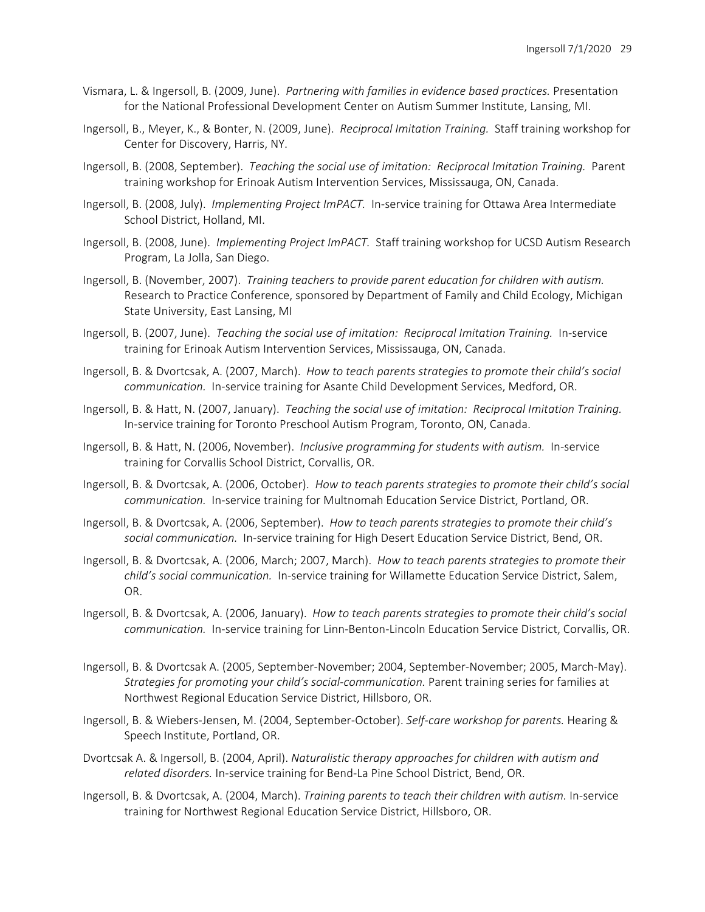Vismara, L. & Ingersoll, B. (2009, June). *Partnering with families in evidence based practices.* Presentation for the National Professional Development Center on Autism Summer Institute, Lansing, MI.

Ingersoll, B., Meyer, K., & Bonter, N. (2009, June). *Reciprocal Imitation Training.* Staff training workshop for Center for Discovery, Harris, NY.

Ingersoll, B. (2008, September). *Teaching the social use of imitation: Reciprocal Imitation Training.* Parent training workshop for Erinoak Autism Intervention Services, Mississauga, ON, Canada.

Ingersoll, B. (2008, July). *Implementing Project ImPACT.* In-service training for Ottawa Area Intermediate School District, Holland, MI.

Ingersoll, B. (2008, June). *Implementing Project ImPACT.* Staff training workshop for UCSD Autism Research Program, La Jolla, San Diego.

Ingersoll, B. (November, 2007). *Training teachers to provide parent education for children with autism.* Research to Practice Conference, sponsored by Department of Family and Child Ecology, Michigan State University, East Lansing, MI

Ingersoll, B. (2007, June). *Teaching the social use of imitation: Reciprocal Imitation Training.* In-service training for Erinoak Autism Intervention Services, Mississauga, ON, Canada.

Ingersoll, B. & Dvortcsak, A. (2007, March). *How to teach parents strategies to promote their child's social communication.* In-service training for Asante Child Development Services, Medford, OR.

Ingersoll, B. & Hatt, N. (2007, January). *Teaching the social use of imitation: Reciprocal Imitation Training.* In-service training for Toronto Preschool Autism Program, Toronto, ON, Canada.

Ingersoll, B. & Hatt, N. (2006, November). *Inclusive programming for students with autism.* In-service training for Corvallis School District, Corvallis, OR.

Ingersoll, B. & Dvortcsak, A. (2006, October). *How to teach parents strategies to promote their child's social communication.* In-service training for Multnomah Education Service District, Portland, OR.

Ingersoll, B. & Dvortcsak, A. (2006, September). *How to teach parents strategies to promote their child's social communication.* In-service training for High Desert Education Service District, Bend, OR.

Ingersoll, B. & Dvortcsak, A. (2006, March; 2007, March). *How to teach parents strategies to promote their child's social communication.* In-service training for Willamette Education Service District, Salem, OR.

Ingersoll, B. & Dvortcsak, A. (2006, January). *How to teach parents strategies to promote their child's social communication.* In-service training for Linn-Benton-Lincoln Education Service District, Corvallis, OR.

Ingersoll, B. & Dvortcsak A. (2005, September-November; 2004, September-November; 2005, March-May). *Strategies for promoting your child's social-communication.* Parent training series for families at Northwest Regional Education Service District, Hillsboro, OR.

Ingersoll, B. & Wiebers-Jensen, M. (2004, September-October). *Self-care workshop for parents.* Hearing & Speech Institute, Portland, OR.

Dvortcsak A. & Ingersoll, B. (2004, April). *Naturalistic therapy approaches for children with autism and related disorders.* In-service training for Bend-La Pine School District, Bend, OR.

Ingersoll, B. & Dvortcsak, A. (2004, March). *Training parents to teach their children with autism.* In-service training for Northwest Regional Education Service District, Hillsboro, OR.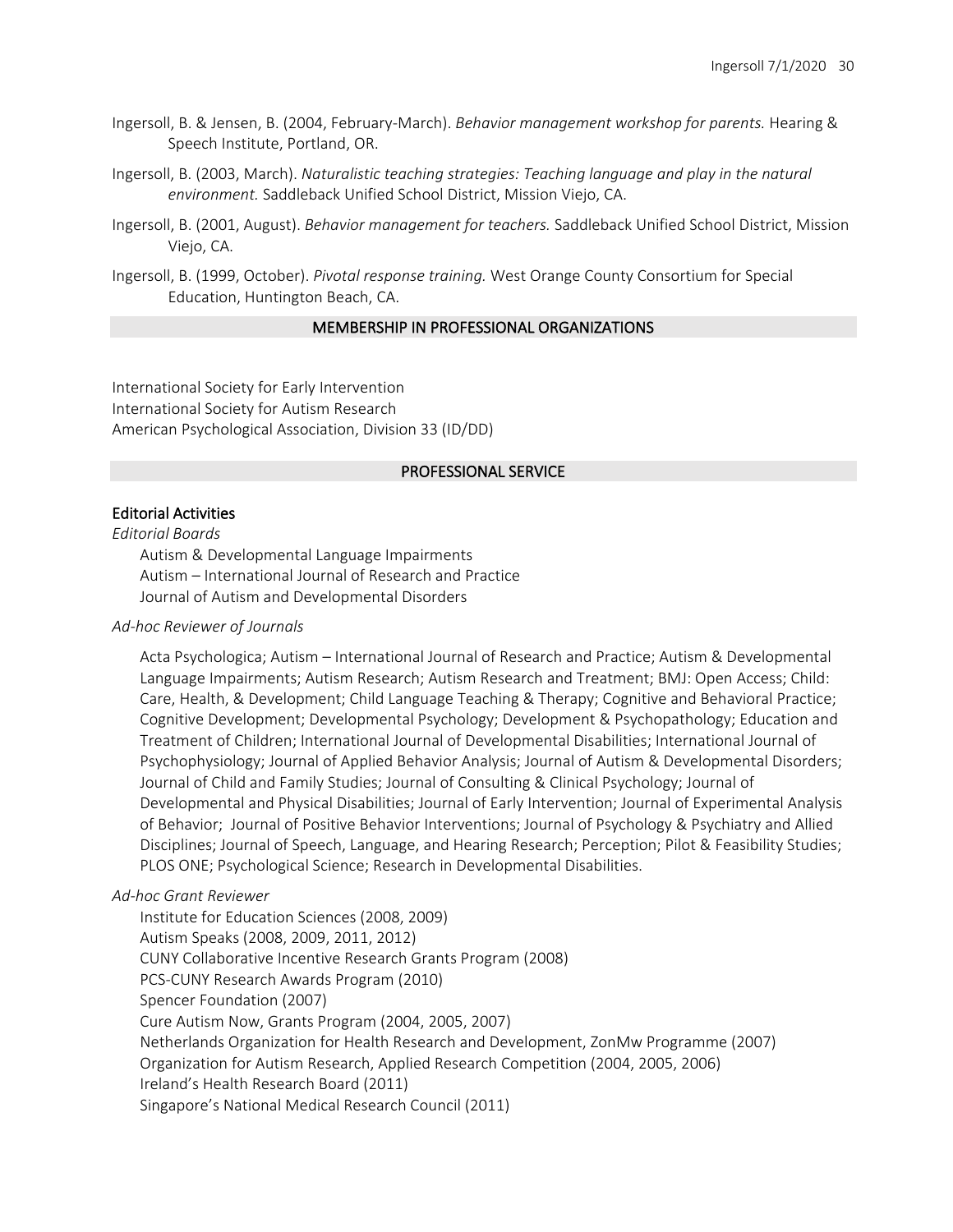Ingersoll, B. & Jensen, B. (2004, February-March). *Behavior management workshop for parents.* Hearing & Speech Institute, Portland, OR.

Ingersoll, B. (2003, March). *Naturalistic teaching strategies: Teaching language and play in the natural environment.* Saddleback Unified School District, Mission Viejo, CA.

Ingersoll, B. (2001, August). *Behavior management for teachers.* Saddleback Unified School District, Mission Viejo, CA.

Ingersoll, B. (1999, October). *Pivotal response training.* West Orange County Consortium for Special Education, Huntington Beach, CA.

## MEMBERSHIP IN PROFESSIONAL ORGANIZATIONS

International Society for Early Intervention
International Society for Autism Research
American Psychological Association, Division 33 (ID/DD)

## PROFESSIONAL SERVICE

### Editorial Activities

*Editorial Boards*

Autism & Developmental Language Impairments
Autism – International Journal of Research and Practice
Journal of Autism and Developmental Disorders

*Ad-hoc Reviewer of Journals*

Acta Psychologica; Autism – International Journal of Research and Practice; Autism & Developmental Language Impairments; Autism Research; Autism Research and Treatment; BMJ: Open Access; Child: Care, Health, & Development; Child Language Teaching & Therapy; Cognitive and Behavioral Practice; Cognitive Development; Developmental Psychology; Development & Psychopathology; Education and Treatment of Children; International Journal of Developmental Disabilities; International Journal of Psychophysiology; Journal of Applied Behavior Analysis; Journal of Autism & Developmental Disorders; Journal of Child and Family Studies; Journal of Consulting & Clinical Psychology; Journal of Developmental and Physical Disabilities; Journal of Early Intervention; Journal of Experimental Analysis of Behavior; Journal of Positive Behavior Interventions; Journal of Psychology & Psychiatry and Allied Disciplines; Journal of Speech, Language, and Hearing Research; Perception; Pilot & Feasibility Studies; PLOS ONE; Psychological Science; Research in Developmental Disabilities.

*Ad-hoc Grant Reviewer*

Institute for Education Sciences (2008, 2009)
Autism Speaks (2008, 2009, 2011, 2012)
CUNY Collaborative Incentive Research Grants Program (2008)
PCS-CUNY Research Awards Program (2010)
Spencer Foundation (2007)
Cure Autism Now, Grants Program (2004, 2005, 2007)
Netherlands Organization for Health Research and Development, ZonMw Programme (2007)
Organization for Autism Research, Applied Research Competition (2004, 2005, 2006)
Ireland's Health Research Board (2011)
Singapore's National Medical Research Council (2011)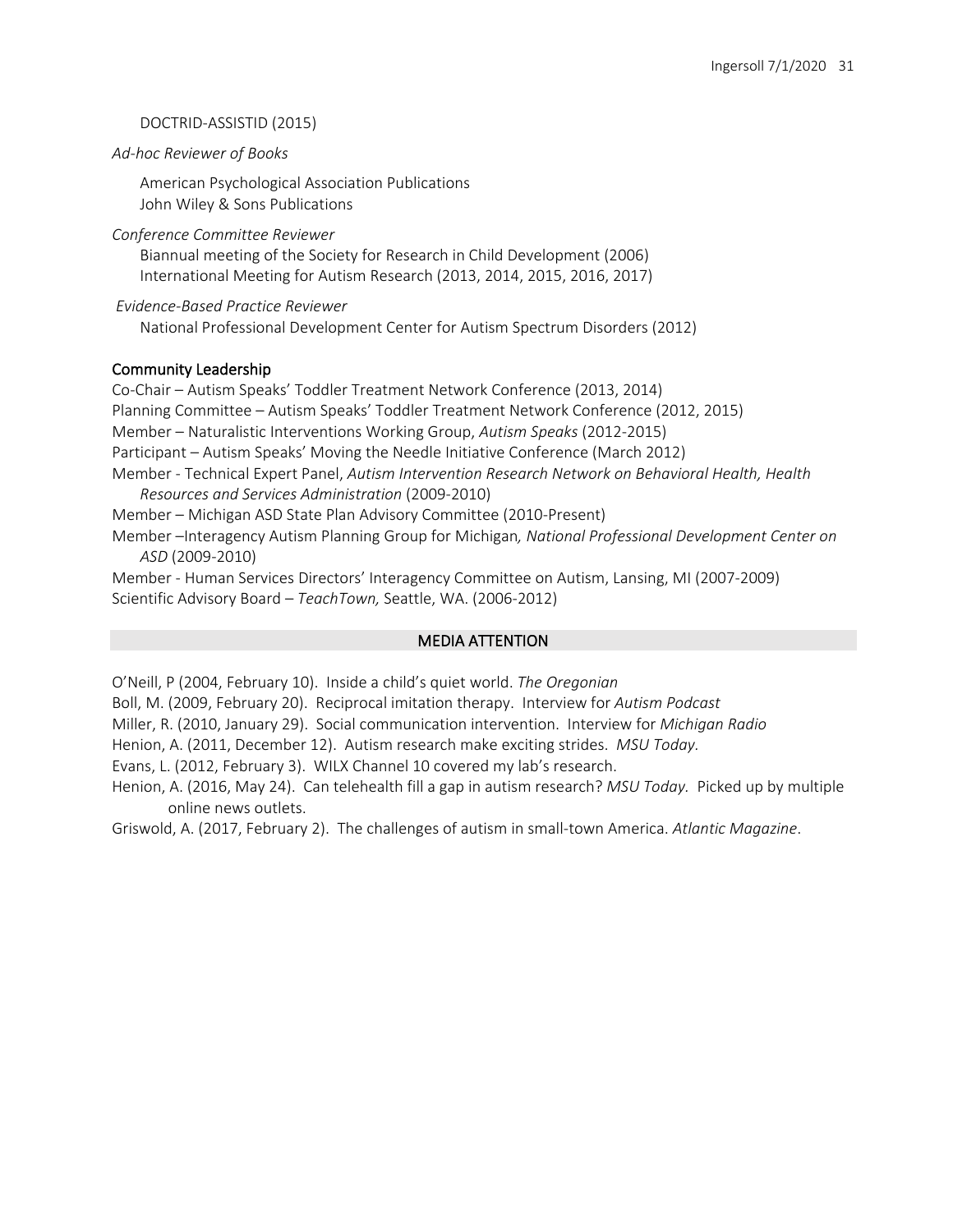DOCTRID-ASSISTID (2015)

*Ad-hoc Reviewer of Books*

American Psychological Association Publications
John Wiley & Sons Publications

*Conference Committee Reviewer*

Biannual meeting of the Society for Research in Child Development (2006)
International Meeting for Autism Research (2013, 2014, 2015, 2016, 2017)

*Evidence-Based Practice Reviewer*

National Professional Development Center for Autism Spectrum Disorders (2012)

### Community Leadership

Co-Chair – Autism Speaks' Toddler Treatment Network Conference (2013, 2014)
Planning Committee – Autism Speaks' Toddler Treatment Network Conference (2012, 2015)
Member – Naturalistic Interventions Working Group, *Autism Speaks* (2012-2015)
Participant – Autism Speaks' Moving the Needle Initiative Conference (March 2012)
Member - Technical Expert Panel, *Autism Intervention Research Network on Behavioral Health, Health Resources and Services Administration* (2009-2010)
Member – Michigan ASD State Plan Advisory Committee (2010-Present)
Member –Interagency Autism Planning Group for Michigan*, National Professional Development Center on ASD* (2009-2010)
Member - Human Services Directors' Interagency Committee on Autism, Lansing, MI (2007-2009)
Scientific Advisory Board – *TeachTown,* Seattle, WA. (2006-2012)

## MEDIA ATTENTION

O'Neill, P (2004, February 10). Inside a child's quiet world. *The Oregonian*
Boll, M. (2009, February 20). Reciprocal imitation therapy. Interview for *Autism Podcast*
Miller, R. (2010, January 29). Social communication intervention. Interview for *Michigan Radio*
Henion, A. (2011, December 12). Autism research make exciting strides. *MSU Today.*
Evans, L. (2012, February 3). WILX Channel 10 covered my lab's research.
Henion, A. (2016, May 24). Can telehealth fill a gap in autism research? *MSU Today.* Picked up by multiple online news outlets.
Griswold, A. (2017, February 2). The challenges of autism in small-town America. *Atlantic Magazine*.